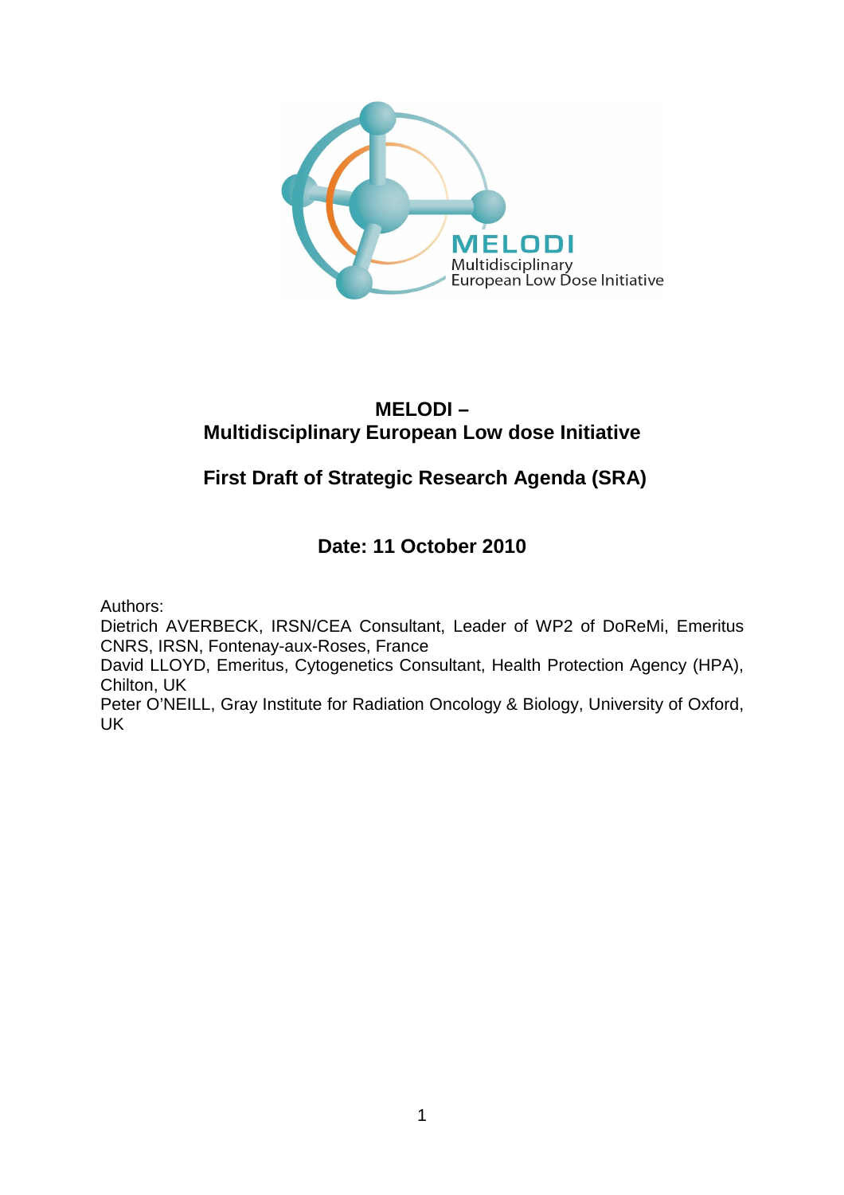# MELODI – Multidisciplinary European Low dose Initiative

## First Draft of Strategic Research Agenda (SRA)

## Date: 11 October 2010

Authors:

Dietrich AVERBECK, IRSN/CEA Consultant, Leader of WP2 of DoReMi, Emeritus CNRS, IRSN, Fontenay-aux-Roses, France

David LLOYD, Emeritus, Cytogenetics Consultant, Health Protection Agency (HPA), Chilton, UK

Peter O'NEILL, Gray Institute for Radiation Oncology & Biology, University of Oxford, UK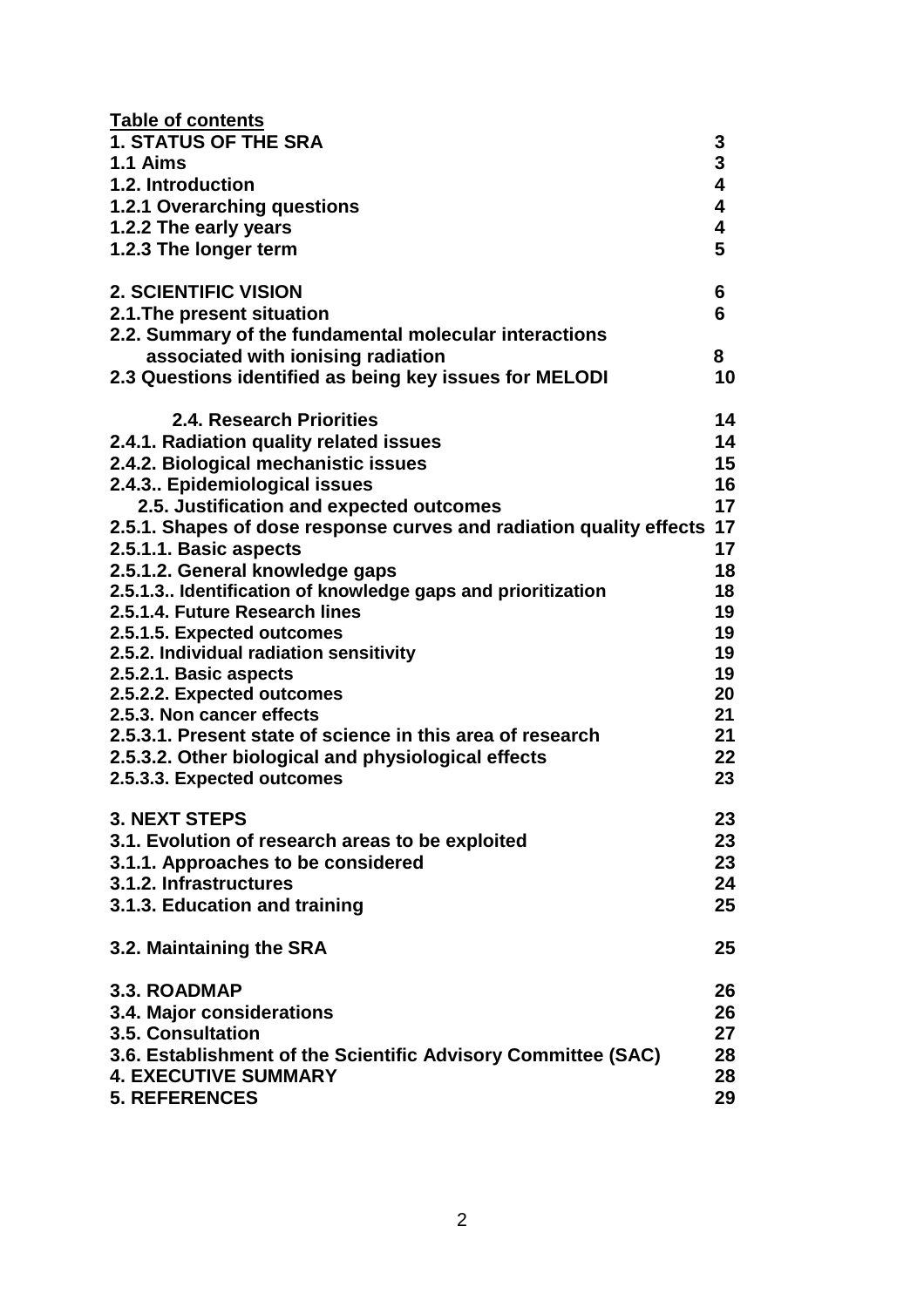**Table of contents**

| | |
|---|---|
| **1. STATUS OF THE SRA** | **3** |
| **1.1 Aims** | **3** |
| **1.2. Introduction** | **4** |
| **1.2.1 Overarching questions** | **4** |
| **1.2.2 The early years** | **4** |
| **1.2.3 The longer term** | **5** |
| | |
| **2. SCIENTIFIC VISION** | **6** |
| **2.1.The present situation** | **6** |
| **2.2. Summary of the fundamental molecular interactions associated with ionising radiation** | **8** |
| **2.3 Questions identified as being key issues for MELODI** | **10** |
| | |
| **2.4. Research Priorities** | **14** |
| **2.4.1. Radiation quality related issues** | **14** |
| **2.4.2. Biological mechanistic issues** | **15** |
| **2.4.3.. Epidemiological issues** | **16** |
| **2.5. Justification and expected outcomes** | **17** |
| **2.5.1. Shapes of dose response curves and radiation quality effects** | **17** |
| **2.5.1.1. Basic aspects** | **17** |
| **2.5.1.2. General knowledge gaps** | **18** |
| **2.5.1.3.. Identification of knowledge gaps and prioritization** | **18** |
| **2.5.1.4. Future Research lines** | **19** |
| **2.5.1.5. Expected outcomes** | **19** |
| **2.5.2. Individual radiation sensitivity** | **19** |
| **2.5.2.1. Basic aspects** | **19** |
| **2.5.2.2. Expected outcomes** | **20** |
| **2.5.3. Non cancer effects** | **21** |
| **2.5.3.1. Present state of science in this area of research** | **21** |
| **2.5.3.2. Other biological and physiological effects** | **22** |
| **2.5.3.3. Expected outcomes** | **23** |
| | |
| **3. NEXT STEPS** | **23** |
| **3.1. Evolution of research areas to be exploited** | **23** |
| **3.1.1. Approaches to be considered** | **23** |
| **3.1.2. Infrastructures** | **24** |
| **3.1.3. Education and training** | **25** |
| | |
| **3.2. Maintaining the SRA** | **25** |
| | |
| **3.3. ROADMAP** | **26** |
| **3.4. Major considerations** | **26** |
| **3.5. Consultation** | **27** |
| **3.6. Establishment of the Scientific Advisory Committee (SAC)** | **28** |
| **4. EXECUTIVE SUMMARY** | **28** |
| **5. REFERENCES** | **29** |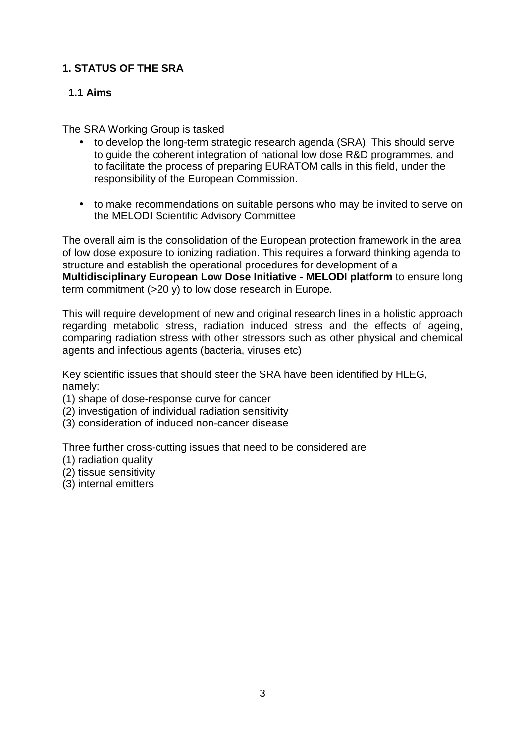# 1. STATUS OF THE SRA

## 1.1 Aims

The SRA Working Group is tasked

- to develop the long-term strategic research agenda (SRA). This should serve to guide the coherent integration of national low dose R&D programmes, and to facilitate the process of preparing EURATOM calls in this field, under the responsibility of the European Commission.
- to make recommendations on suitable persons who may be invited to serve on the MELODI Scientific Advisory Committee

The overall aim is the consolidation of the European protection framework in the area of low dose exposure to ionizing radiation. This requires a forward thinking agenda to structure and establish the operational procedures for development of a **Multidisciplinary European Low Dose Initiative - MELODI platform** to ensure long term commitment (>20 y) to low dose research in Europe.

This will require development of new and original research lines in a holistic approach regarding metabolic stress, radiation induced stress and the effects of ageing, comparing radiation stress with other stressors such as other physical and chemical agents and infectious agents (bacteria, viruses etc)

Key scientific issues that should steer the SRA have been identified by HLEG, namely:
(1) shape of dose-response curve for cancer
(2) investigation of individual radiation sensitivity
(3) consideration of induced non-cancer disease

Three further cross-cutting issues that need to be considered are
(1) radiation quality
(2) tissue sensitivity
(3) internal emitters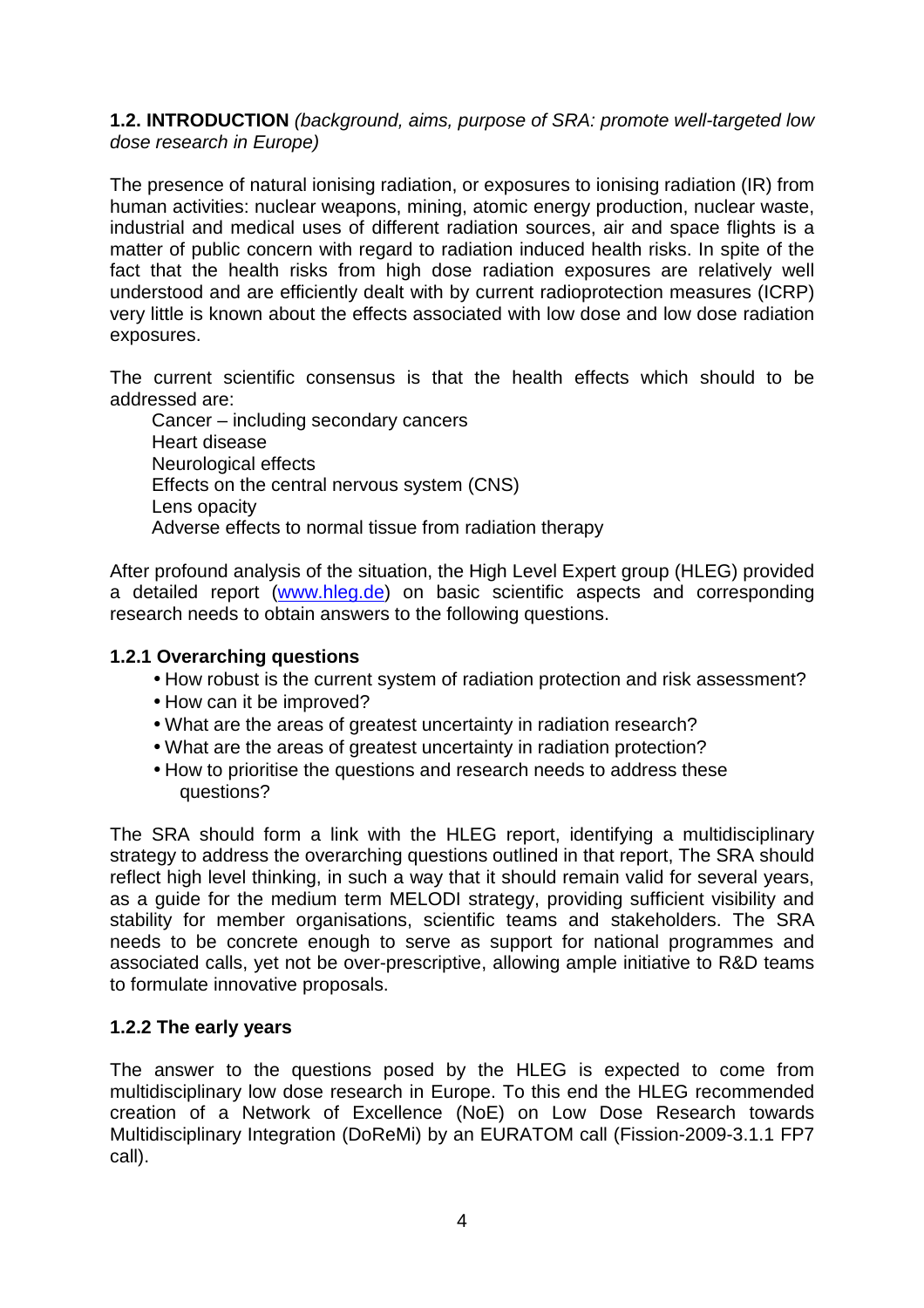## 1.2. INTRODUCTION *(background, aims, purpose of SRA: promote well-targeted low dose research in Europe)*

The presence of natural ionising radiation, or exposures to ionising radiation (IR) from human activities: nuclear weapons, mining, atomic energy production, nuclear waste, industrial and medical uses of different radiation sources, air and space flights is a matter of public concern with regard to radiation induced health risks. In spite of the fact that the health risks from high dose radiation exposures are relatively well understood and are efficiently dealt with by current radioprotection measures (ICRP) very little is known about the effects associated with low dose and low dose radiation exposures.

The current scientific consensus is that the health effects which should to be addressed are:

Cancer – including secondary cancers
Heart disease
Neurological effects
Effects on the central nervous system (CNS)
Lens opacity
Adverse effects to normal tissue from radiation therapy

After profound analysis of the situation, the High Level Expert group (HLEG) provided a detailed report (www.hleg.de) on basic scientific aspects and corresponding research needs to obtain answers to the following questions.

### 1.2.1 Overarching questions

- How robust is the current system of radiation protection and risk assessment?
- How can it be improved?
- What are the areas of greatest uncertainty in radiation research?
- What are the areas of greatest uncertainty in radiation protection?
- How to prioritise the questions and research needs to address these questions?

The SRA should form a link with the HLEG report, identifying a multidisciplinary strategy to address the overarching questions outlined in that report, The SRA should reflect high level thinking, in such a way that it should remain valid for several years, as a guide for the medium term MELODI strategy, providing sufficient visibility and stability for member organisations, scientific teams and stakeholders. The SRA needs to be concrete enough to serve as support for national programmes and associated calls, yet not be over-prescriptive, allowing ample initiative to R&D teams to formulate innovative proposals.

### 1.2.2 The early years

The answer to the questions posed by the HLEG is expected to come from multidisciplinary low dose research in Europe. To this end the HLEG recommended creation of a Network of Excellence (NoE) on Low Dose Research towards Multidisciplinary Integration (DoReMi) by an EURATOM call (Fission-2009-3.1.1 FP7 call).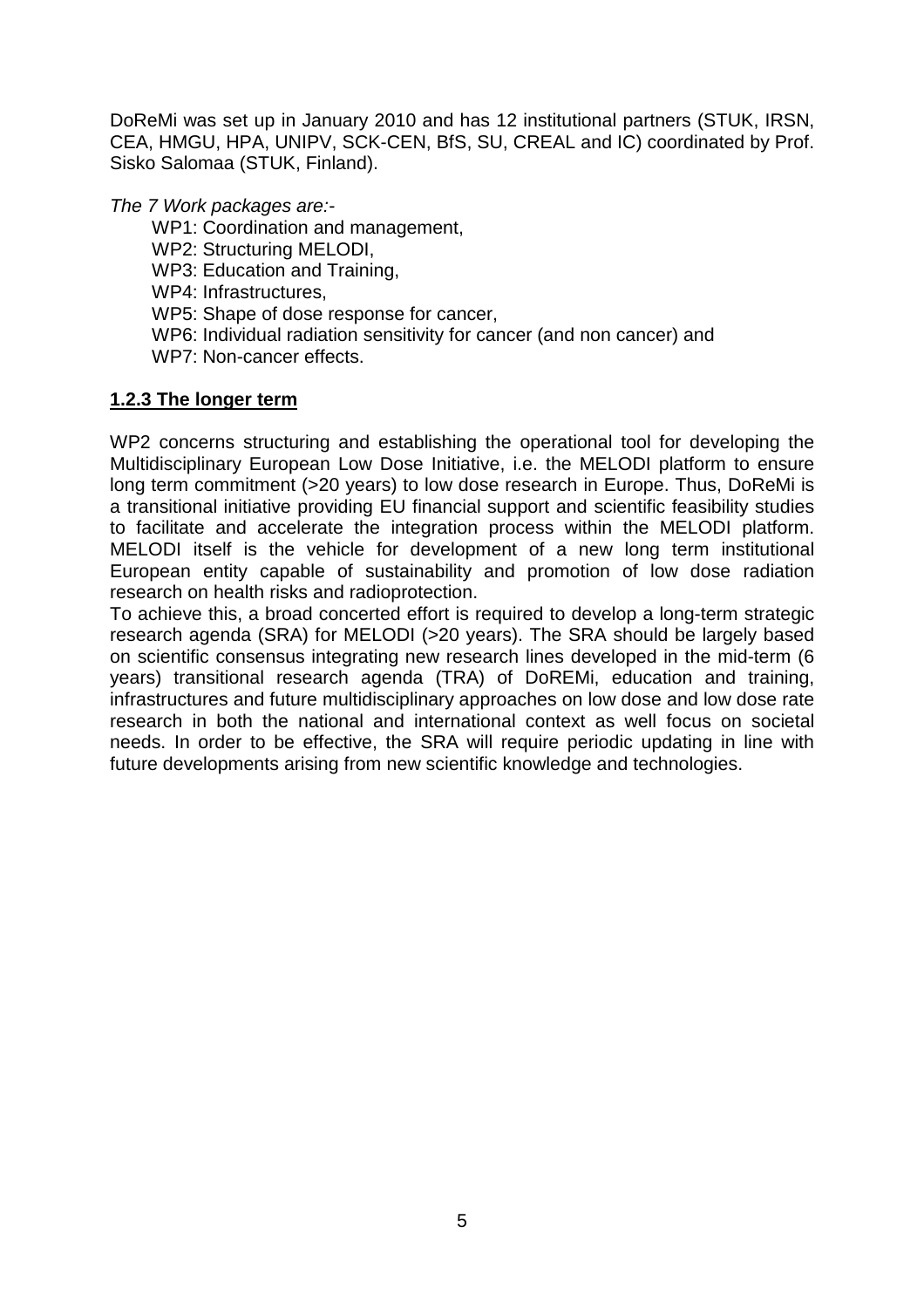DoReMi was set up in January 2010 and has 12 institutional partners (STUK, IRSN, CEA, HMGU, HPA, UNIPV, SCK-CEN, BfS, SU, CREAL and IC) coordinated by Prof. Sisko Salomaa (STUK, Finland).

*The 7 Work packages are:-*

- WP1: Coordination and management,
- WP2: Structuring MELODI,
- WP3: Education and Training,
- WP4: Infrastructures,
- WP5: Shape of dose response for cancer,
- WP6: Individual radiation sensitivity for cancer (and non cancer) and
- WP7: Non-cancer effects.

### **1.2.3 The longer term**

WP2 concerns structuring and establishing the operational tool for developing the Multidisciplinary European Low Dose Initiative, i.e. the MELODI platform to ensure long term commitment (>20 years) to low dose research in Europe. Thus, DoReMi is a transitional initiative providing EU financial support and scientific feasibility studies to facilitate and accelerate the integration process within the MELODI platform. MELODI itself is the vehicle for development of a new long term institutional European entity capable of sustainability and promotion of low dose radiation research on health risks and radioprotection.

To achieve this, a broad concerted effort is required to develop a long-term strategic research agenda (SRA) for MELODI (>20 years). The SRA should be largely based on scientific consensus integrating new research lines developed in the mid-term (6 years) transitional research agenda (TRA) of DoREMi, education and training, infrastructures and future multidisciplinary approaches on low dose and low dose rate research in both the national and international context as well focus on societal needs. In order to be effective, the SRA will require periodic updating in line with future developments arising from new scientific knowledge and technologies.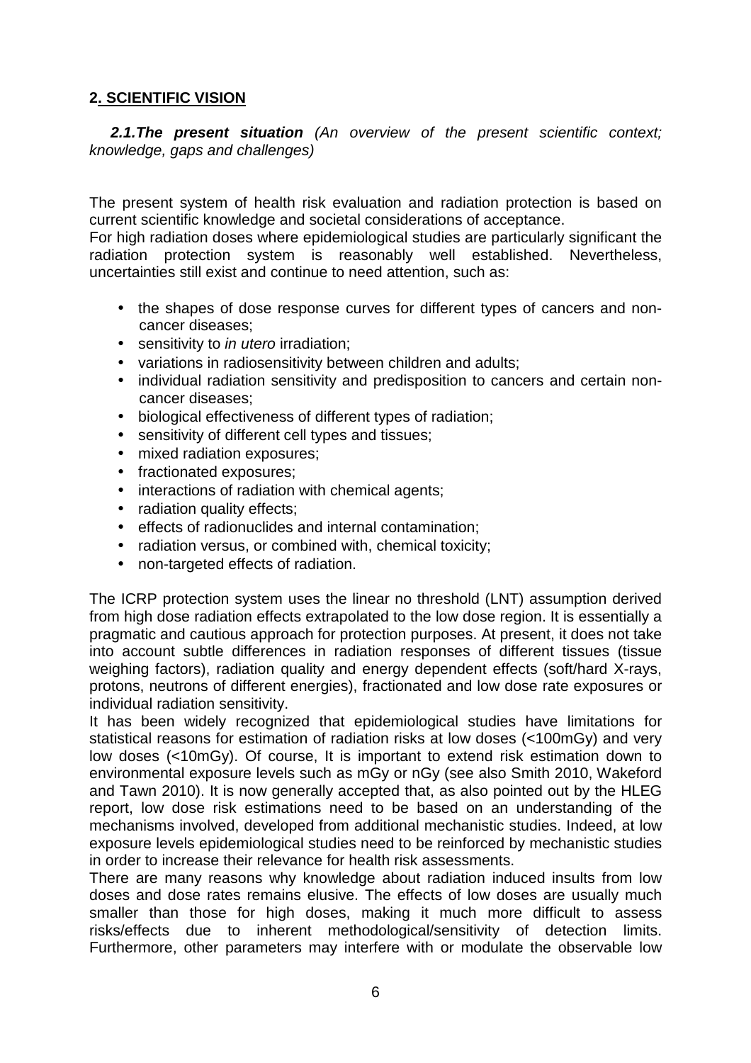## 2. SCIENTIFIC VISION

**2.1.The present situation** *(An overview of the present scientific context; knowledge, gaps and challenges)*

The present system of health risk evaluation and radiation protection is based on current scientific knowledge and societal considerations of acceptance.
For high radiation doses where epidemiological studies are particularly significant the radiation protection system is reasonably well established. Nevertheless, uncertainties still exist and continue to need attention, such as:

- the shapes of dose response curves for different types of cancers and non-cancer diseases;
- sensitivity to *in utero* irradiation;
- variations in radiosensitivity between children and adults;
- individual radiation sensitivity and predisposition to cancers and certain non-cancer diseases;
- biological effectiveness of different types of radiation;
- sensitivity of different cell types and tissues;
- mixed radiation exposures;
- fractionated exposures;
- interactions of radiation with chemical agents;
- radiation quality effects;
- effects of radionuclides and internal contamination;
- radiation versus, or combined with, chemical toxicity;
- non-targeted effects of radiation.

The ICRP protection system uses the linear no threshold (LNT) assumption derived from high dose radiation effects extrapolated to the low dose region. It is essentially a pragmatic and cautious approach for protection purposes. At present, it does not take into account subtle differences in radiation responses of different tissues (tissue weighing factors), radiation quality and energy dependent effects (soft/hard X-rays, protons, neutrons of different energies), fractionated and low dose rate exposures or individual radiation sensitivity.
It has been widely recognized that epidemiological studies have limitations for statistical reasons for estimation of radiation risks at low doses (<100mGy) and very low doses (<10mGy). Of course, It is important to extend risk estimation down to environmental exposure levels such as mGy or nGy (see also Smith 2010, Wakeford and Tawn 2010). It is now generally accepted that, as also pointed out by the HLEG report, low dose risk estimations need to be based on an understanding of the mechanisms involved, developed from additional mechanistic studies. Indeed, at low exposure levels epidemiological studies need to be reinforced by mechanistic studies in order to increase their relevance for health risk assessments.
There are many reasons why knowledge about radiation induced insults from low doses and dose rates remains elusive. The effects of low doses are usually much smaller than those for high doses, making it much more difficult to assess risks/effects due to inherent methodological/sensitivity of detection limits. Furthermore, other parameters may interfere with or modulate the observable low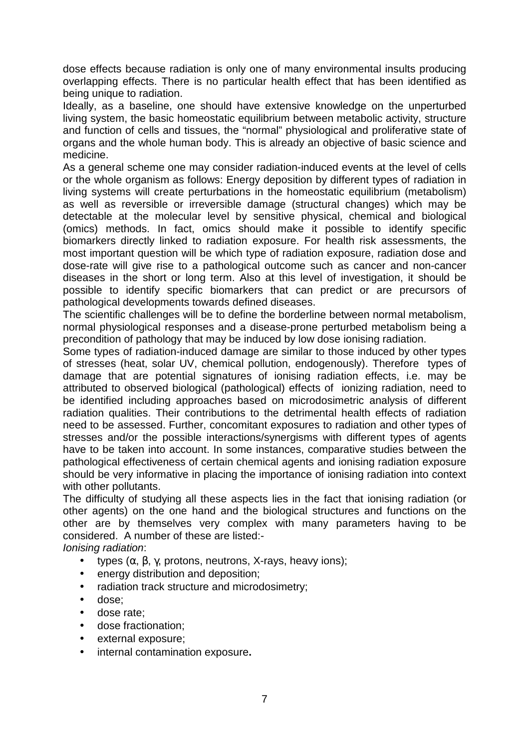dose effects because radiation is only one of many environmental insults producing overlapping effects. There is no particular health effect that has been identified as being unique to radiation.

Ideally, as a baseline, one should have extensive knowledge on the unperturbed living system, the basic homeostatic equilibrium between metabolic activity, structure and function of cells and tissues, the "normal" physiological and proliferative state of organs and the whole human body. This is already an objective of basic science and medicine.

As a general scheme one may consider radiation-induced events at the level of cells or the whole organism as follows: Energy deposition by different types of radiation in living systems will create perturbations in the homeostatic equilibrium (metabolism) as well as reversible or irreversible damage (structural changes) which may be detectable at the molecular level by sensitive physical, chemical and biological (omics) methods. In fact, omics should make it possible to identify specific biomarkers directly linked to radiation exposure. For health risk assessments, the most important question will be which type of radiation exposure, radiation dose and dose-rate will give rise to a pathological outcome such as cancer and non-cancer diseases in the short or long term. Also at this level of investigation, it should be possible to identify specific biomarkers that can predict or are precursors of pathological developments towards defined diseases.

The scientific challenges will be to define the borderline between normal metabolism, normal physiological responses and a disease-prone perturbed metabolism being a precondition of pathology that may be induced by low dose ionising radiation.

Some types of radiation-induced damage are similar to those induced by other types of stresses (heat, solar UV, chemical pollution, endogenously). Therefore types of damage that are potential signatures of ionising radiation effects, i.e. may be attributed to observed biological (pathological) effects of ionizing radiation, need to be identified including approaches based on microdosimetric analysis of different radiation qualities. Their contributions to the detrimental health effects of radiation need to be assessed. Further, concomitant exposures to radiation and other types of stresses and/or the possible interactions/synergisms with different types of agents have to be taken into account. In some instances, comparative studies between the pathological effectiveness of certain chemical agents and ionising radiation exposure should be very informative in placing the importance of ionising radiation into context with other pollutants.

The difficulty of studying all these aspects lies in the fact that ionising radiation (or other agents) on the one hand and the biological structures and functions on the other are by themselves very complex with many parameters having to be considered. A number of these are listed:-

*Ionising radiation*:

- types (α, β, γ, protons, neutrons, X-rays, heavy ions);
- energy distribution and deposition;
- radiation track structure and microdosimetry;
- dose;
- dose rate;
- dose fractionation;
- external exposure;
- internal contamination exposure**.**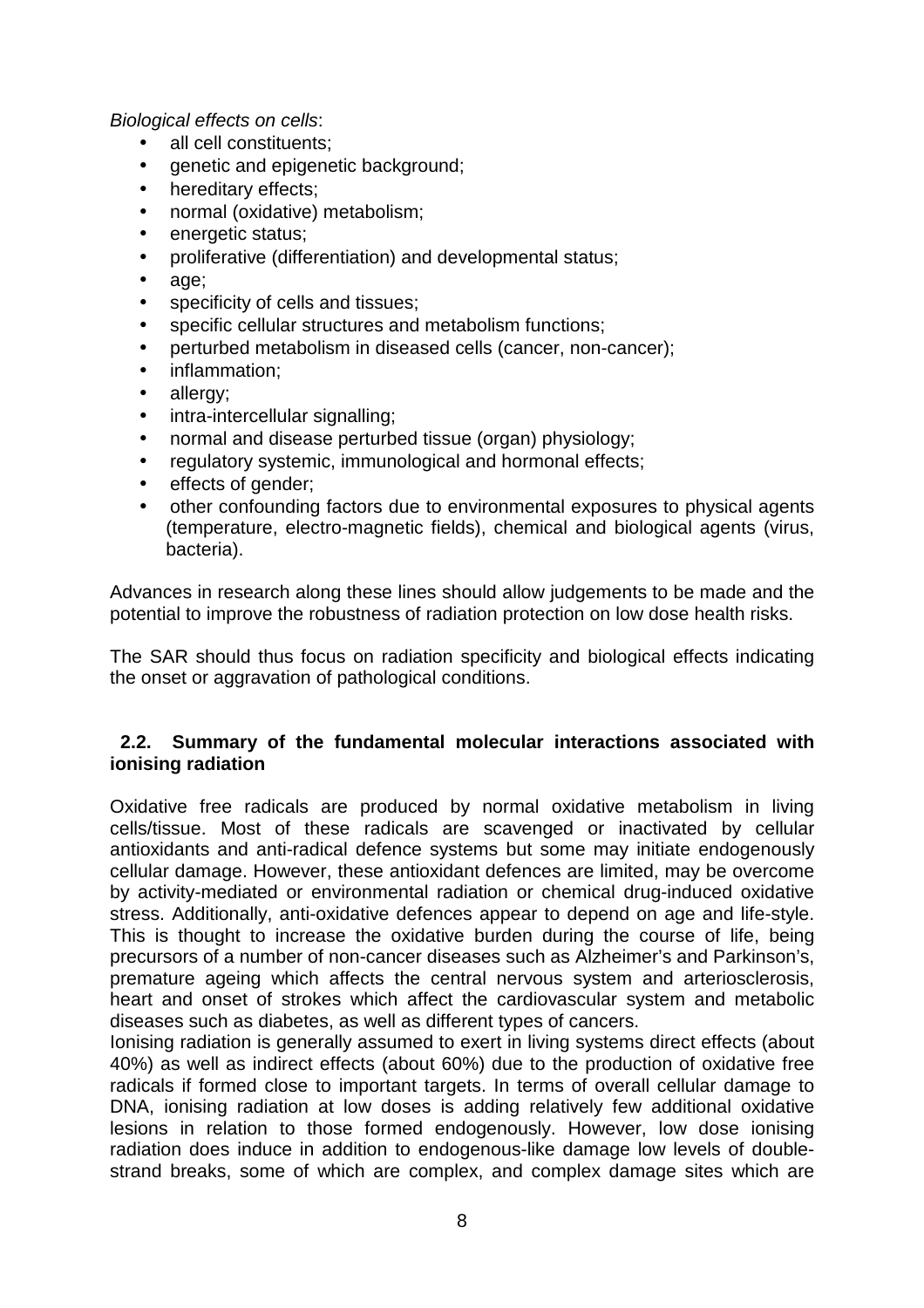*Biological effects on cells*:

- all cell constituents;
- genetic and epigenetic background;
- hereditary effects;
- normal (oxidative) metabolism;
- energetic status;
- proliferative (differentiation) and developmental status;
- age;
- specificity of cells and tissues;
- specific cellular structures and metabolism functions;
- perturbed metabolism in diseased cells (cancer, non-cancer);
- inflammation;
- allergy;
- intra-intercellular signalling;
- normal and disease perturbed tissue (organ) physiology;
- regulatory systemic, immunological and hormonal effects;
- effects of gender;
- other confounding factors due to environmental exposures to physical agents (temperature, electro-magnetic fields), chemical and biological agents (virus, bacteria).

Advances in research along these lines should allow judgements to be made and the potential to improve the robustness of radiation protection on low dose health risks.

The SAR should thus focus on radiation specificity and biological effects indicating the onset or aggravation of pathological conditions.

## 2.2. Summary of the fundamental molecular interactions associated with ionising radiation

Oxidative free radicals are produced by normal oxidative metabolism in living cells/tissue. Most of these radicals are scavenged or inactivated by cellular antioxidants and anti-radical defence systems but some may initiate endogenously cellular damage. However, these antioxidant defences are limited, may be overcome by activity-mediated or environmental radiation or chemical drug-induced oxidative stress. Additionally, anti-oxidative defences appear to depend on age and life-style. This is thought to increase the oxidative burden during the course of life, being precursors of a number of non-cancer diseases such as Alzheimer's and Parkinson's, premature ageing which affects the central nervous system and arteriosclerosis, heart and onset of strokes which affect the cardiovascular system and metabolic diseases such as diabetes, as well as different types of cancers.

Ionising radiation is generally assumed to exert in living systems direct effects (about 40%) as well as indirect effects (about 60%) due to the production of oxidative free radicals if formed close to important targets. In terms of overall cellular damage to DNA, ionising radiation at low doses is adding relatively few additional oxidative lesions in relation to those formed endogenously. However, low dose ionising radiation does induce in addition to endogenous-like damage low levels of double-strand breaks, some of which are complex, and complex damage sites which are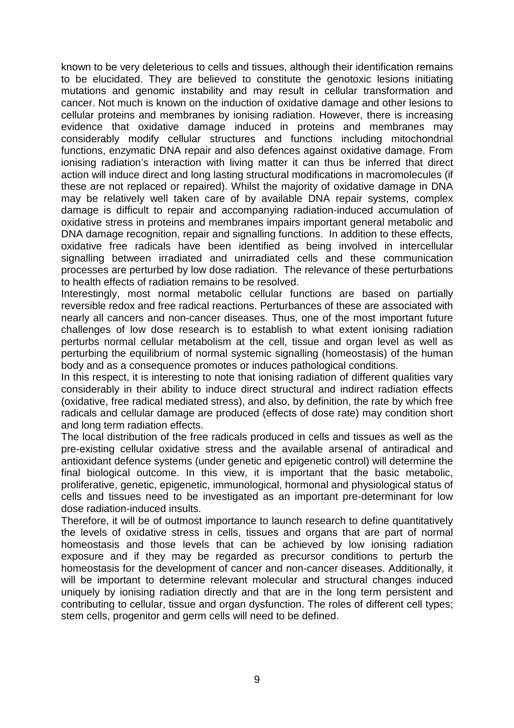known to be very deleterious to cells and tissues, although their identification remains to be elucidated. They are believed to constitute the genotoxic lesions initiating mutations and genomic instability and may result in cellular transformation and cancer. Not much is known on the induction of oxidative damage and other lesions to cellular proteins and membranes by ionising radiation. However, there is increasing evidence that oxidative damage induced in proteins and membranes may considerably modify cellular structures and functions including mitochondrial functions, enzymatic DNA repair and also defences against oxidative damage. From ionising radiation's interaction with living matter it can thus be inferred that direct action will induce direct and long lasting structural modifications in macromolecules (if these are not replaced or repaired). Whilst the majority of oxidative damage in DNA may be relatively well taken care of by available DNA repair systems, complex damage is difficult to repair and accompanying radiation-induced accumulation of oxidative stress in proteins and membranes impairs important general metabolic and DNA damage recognition, repair and signalling functions. In addition to these effects, oxidative free radicals have been identified as being involved in intercellular signalling between irradiated and unirradiated cells and these communication processes are perturbed by low dose radiation. The relevance of these perturbations to health effects of radiation remains to be resolved.

Interestingly, most normal metabolic cellular functions are based on partially reversible redox and free radical reactions. Perturbances of these are associated with nearly all cancers and non-cancer diseases. Thus, one of the most important future challenges of low dose research is to establish to what extent ionising radiation perturbs normal cellular metabolism at the cell, tissue and organ level as well as perturbing the equilibrium of normal systemic signalling (homeostasis) of the human body and as a consequence promotes or induces pathological conditions.

In this respect, it is interesting to note that ionising radiation of different qualities vary considerably in their ability to induce direct structural and indirect radiation effects (oxidative, free radical mediated stress), and also, by definition, the rate by which free radicals and cellular damage are produced (effects of dose rate) may condition short and long term radiation effects.

The local distribution of the free radicals produced in cells and tissues as well as the pre-existing cellular oxidative stress and the available arsenal of antiradical and antioxidant defence systems (under genetic and epigenetic control) will determine the final biological outcome. In this view, it is important that the basic metabolic, proliferative, genetic, epigenetic, immunological, hormonal and physiological status of cells and tissues need to be investigated as an important pre-determinant for low dose radiation-induced insults.

Therefore, it will be of outmost importance to launch research to define quantitatively the levels of oxidative stress in cells, tissues and organs that are part of normal homeostasis and those levels that can be achieved by low ionising radiation exposure and if they may be regarded as precursor conditions to perturb the homeostasis for the development of cancer and non-cancer diseases. Additionally, it will be important to determine relevant molecular and structural changes induced uniquely by ionising radiation directly and that are in the long term persistent and contributing to cellular, tissue and organ dysfunction. The roles of different cell types; stem cells, progenitor and germ cells will need to be defined.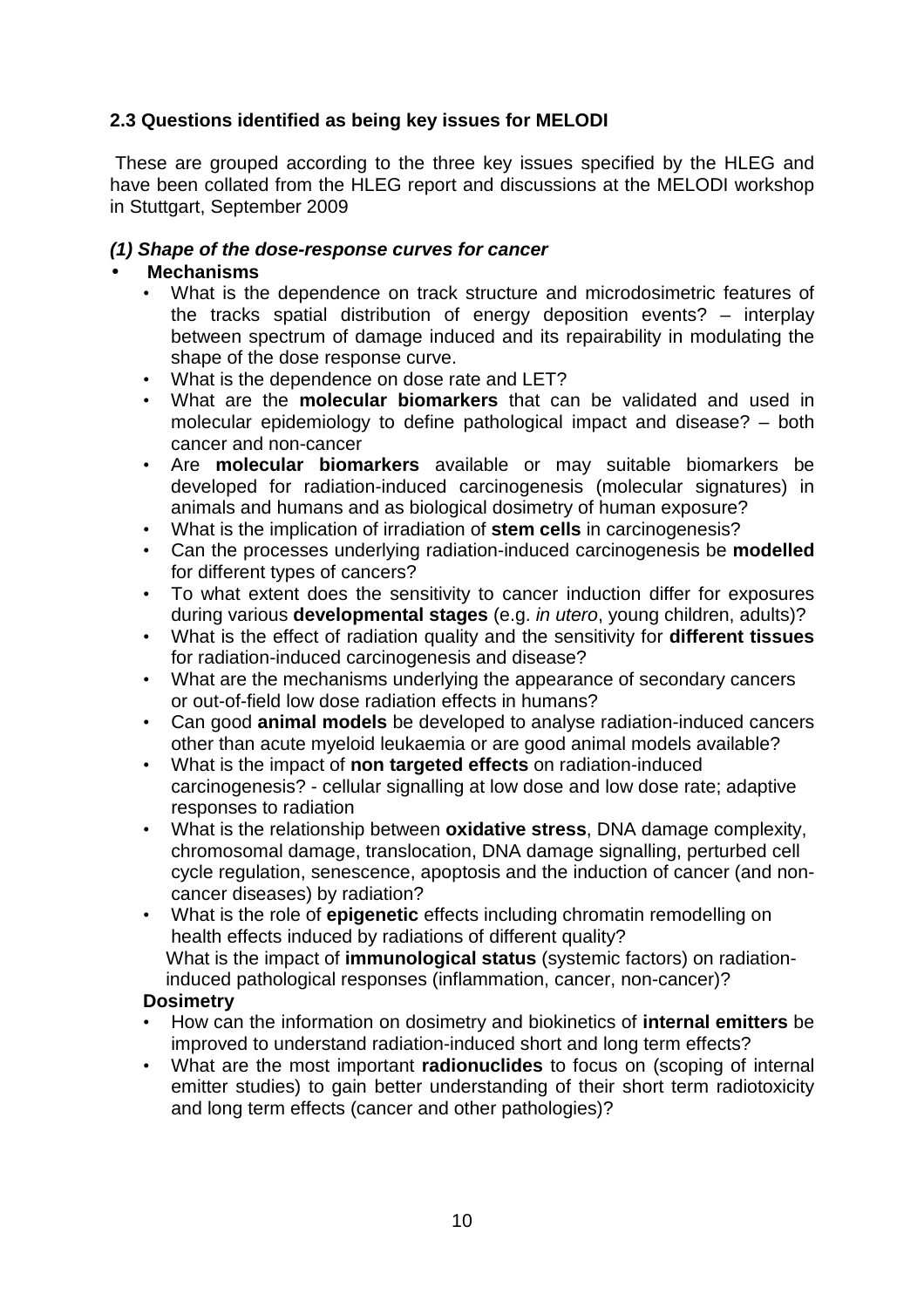### 2.3 Questions identified as being key issues for MELODI

These are grouped according to the three key issues specified by the HLEG and have been collated from the HLEG report and discussions at the MELODI workshop in Stuttgart, September 2009

#### *(1) Shape of the dose-response curves for cancer*

- **Mechanisms**
  - What is the dependence on track structure and microdosimetric features of the tracks spatial distribution of energy deposition events? – interplay between spectrum of damage induced and its repairability in modulating the shape of the dose response curve.
  - What is the dependence on dose rate and LET?
  - What are the **molecular biomarkers** that can be validated and used in molecular epidemiology to define pathological impact and disease? – both cancer and non-cancer
  - Are **molecular biomarkers** available or may suitable biomarkers be developed for radiation-induced carcinogenesis (molecular signatures) in animals and humans and as biological dosimetry of human exposure?
  - What is the implication of irradiation of **stem cells** in carcinogenesis?
  - Can the processes underlying radiation-induced carcinogenesis be **modelled** for different types of cancers?
  - To what extent does the sensitivity to cancer induction differ for exposures during various **developmental stages** (e.g. *in utero*, young children, adults)?
  - What is the effect of radiation quality and the sensitivity for **different tissues** for radiation-induced carcinogenesis and disease?
  - What are the mechanisms underlying the appearance of secondary cancers or out-of-field low dose radiation effects in humans?
  - Can good **animal models** be developed to analyse radiation-induced cancers other than acute myeloid leukaemia or are good animal models available?
  - What is the impact of **non targeted effects** on radiation-induced carcinogenesis? - cellular signalling at low dose and low dose rate; adaptive responses to radiation
  - What is the relationship between **oxidative stress**, DNA damage complexity, chromosomal damage, translocation, DNA damage signalling, perturbed cell cycle regulation, senescence, apoptosis and the induction of cancer (and non-cancer diseases) by radiation?
  - What is the role of **epigenetic** effects including chromatin remodelling on health effects induced by radiations of different quality?

    What is the impact of **immunological status** (systemic factors) on radiation-induced pathological responses (inflammation, cancer, non-cancer)?

  **Dosimetry**
  - How can the information on dosimetry and biokinetics of **internal emitters** be improved to understand radiation-induced short and long term effects?
  - What are the most important **radionuclides** to focus on (scoping of internal emitter studies) to gain better understanding of their short term radiotoxicity and long term effects (cancer and other pathologies)?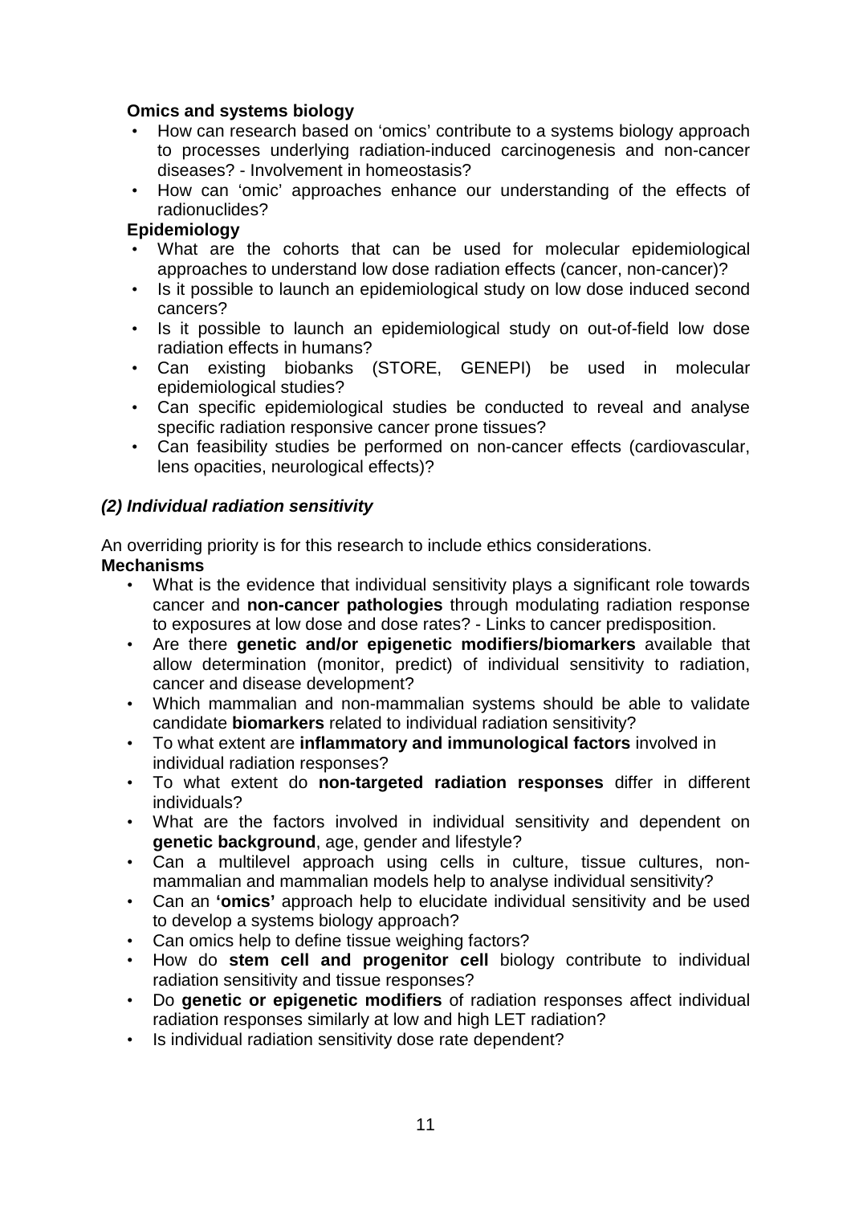**Omics and systems biology**

- How can research based on 'omics' contribute to a systems biology approach to processes underlying radiation-induced carcinogenesis and non-cancer diseases? - Involvement in homeostasis?
- How can 'omic' approaches enhance our understanding of the effects of radionuclides?

**Epidemiology**

- What are the cohorts that can be used for molecular epidemiological approaches to understand low dose radiation effects (cancer, non-cancer)?
- Is it possible to launch an epidemiological study on low dose induced second cancers?
- Is it possible to launch an epidemiological study on out-of-field low dose radiation effects in humans?
- Can existing biobanks (STORE, GENEPI) be used in molecular epidemiological studies?
- Can specific epidemiological studies be conducted to reveal and analyse specific radiation responsive cancer prone tissues?
- Can feasibility studies be performed on non-cancer effects (cardiovascular, lens opacities, neurological effects)?

***(2) Individual radiation sensitivity***

An overriding priority is for this research to include ethics considerations.

**Mechanisms**

- What is the evidence that individual sensitivity plays a significant role towards cancer and **non-cancer pathologies** through modulating radiation response to exposures at low dose and dose rates? - Links to cancer predisposition.
- Are there **genetic and/or epigenetic modifiers/biomarkers** available that allow determination (monitor, predict) of individual sensitivity to radiation, cancer and disease development?
- Which mammalian and non-mammalian systems should be able to validate candidate **biomarkers** related to individual radiation sensitivity?
- To what extent are **inflammatory and immunological factors** involved in individual radiation responses?
- To what extent do **non-targeted radiation responses** differ in different individuals?
- What are the factors involved in individual sensitivity and dependent on **genetic background**, age, gender and lifestyle?
- Can a multilevel approach using cells in culture, tissue cultures, non-mammalian and mammalian models help to analyse individual sensitivity?
- Can an **'omics'** approach help to elucidate individual sensitivity and be used to develop a systems biology approach?
- Can omics help to define tissue weighing factors?
- How do **stem cell and progenitor cell** biology contribute to individual radiation sensitivity and tissue responses?
- Do **genetic or epigenetic modifiers** of radiation responses affect individual radiation responses similarly at low and high LET radiation?
- Is individual radiation sensitivity dose rate dependent?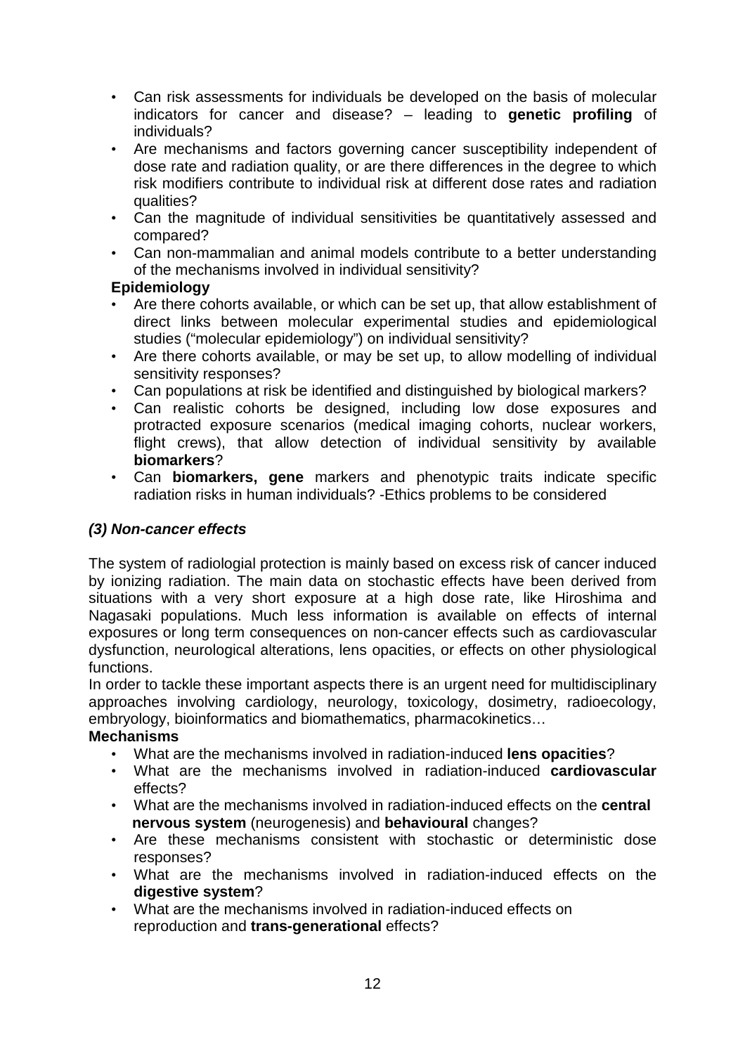- Can risk assessments for individuals be developed on the basis of molecular indicators for cancer and disease? – leading to **genetic profiling** of individuals?
- Are mechanisms and factors governing cancer susceptibility independent of dose rate and radiation quality, or are there differences in the degree to which risk modifiers contribute to individual risk at different dose rates and radiation qualities?
- Can the magnitude of individual sensitivities be quantitatively assessed and compared?
- Can non-mammalian and animal models contribute to a better understanding of the mechanisms involved in individual sensitivity?

**Epidemiology**

- Are there cohorts available, or which can be set up, that allow establishment of direct links between molecular experimental studies and epidemiological studies ("molecular epidemiology") on individual sensitivity?
- Are there cohorts available, or may be set up, to allow modelling of individual sensitivity responses?
- Can populations at risk be identified and distinguished by biological markers?
- Can realistic cohorts be designed, including low dose exposures and protracted exposure scenarios (medical imaging cohorts, nuclear workers, flight crews), that allow detection of individual sensitivity by available **biomarkers**?
- Can **biomarkers, gene** markers and phenotypic traits indicate specific radiation risks in human individuals? -Ethics problems to be considered

### *(3) Non-cancer effects*

The system of radiologial protection is mainly based on excess risk of cancer induced by ionizing radiation. The main data on stochastic effects have been derived from situations with a very short exposure at a high dose rate, like Hiroshima and Nagasaki populations. Much less information is available on effects of internal exposures or long term consequences on non-cancer effects such as cardiovascular dysfunction, neurological alterations, lens opacities, or effects on other physiological functions.

In order to tackle these important aspects there is an urgent need for multidisciplinary approaches involving cardiology, neurology, toxicology, dosimetry, radioecology, embryology, bioinformatics and biomathematics, pharmacokinetics…

**Mechanisms**

- What are the mechanisms involved in radiation-induced **lens opacities**?
- What are the mechanisms involved in radiation-induced **cardiovascular** effects?
- What are the mechanisms involved in radiation-induced effects on the **central nervous system** (neurogenesis) and **behavioural** changes?
- Are these mechanisms consistent with stochastic or deterministic dose responses?
- What are the mechanisms involved in radiation-induced effects on the **digestive system**?
- What are the mechanisms involved in radiation-induced effects on reproduction and **trans-generational** effects?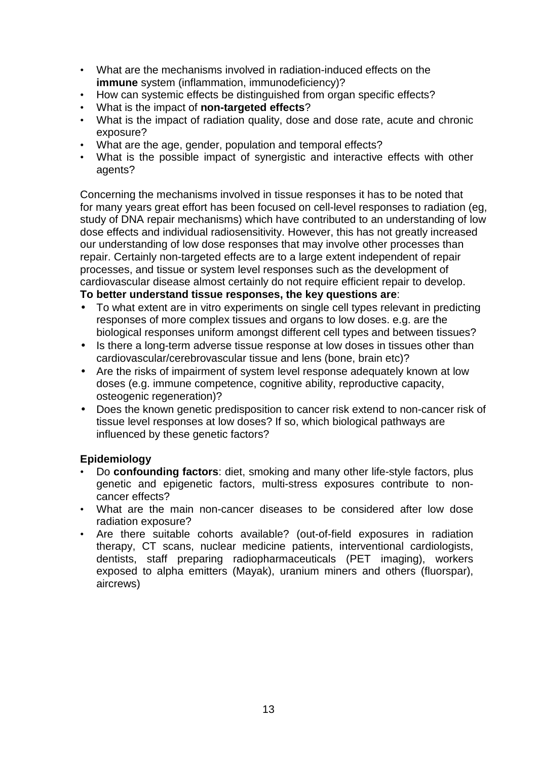- What are the mechanisms involved in radiation-induced effects on the **immune** system (inflammation, immunodeficiency)?
- How can systemic effects be distinguished from organ specific effects?
- What is the impact of **non-targeted effects**?
- What is the impact of radiation quality, dose and dose rate, acute and chronic exposure?
- What are the age, gender, population and temporal effects?
- What is the possible impact of synergistic and interactive effects with other agents?

Concerning the mechanisms involved in tissue responses it has to be noted that for many years great effort has been focused on cell-level responses to radiation (eg, study of DNA repair mechanisms) which have contributed to an understanding of low dose effects and individual radiosensitivity. However, this has not greatly increased our understanding of low dose responses that may involve other processes than repair. Certainly non-targeted effects are to a large extent independent of repair processes, and tissue or system level responses such as the development of cardiovascular disease almost certainly do not require efficient repair to develop.

**To better understand tissue responses, the key questions are**:

- To what extent are in vitro experiments on single cell types relevant in predicting responses of more complex tissues and organs to low doses. e.g. are the biological responses uniform amongst different cell types and between tissues?
- Is there a long-term adverse tissue response at low doses in tissues other than cardiovascular/cerebrovascular tissue and lens (bone, brain etc)?
- Are the risks of impairment of system level response adequately known at low doses (e.g. immune competence, cognitive ability, reproductive capacity, osteogenic regeneration)?
- Does the known genetic predisposition to cancer risk extend to non-cancer risk of tissue level responses at low doses? If so, which biological pathways are influenced by these genetic factors?

**Epidemiology**

- Do **confounding factors**: diet, smoking and many other life-style factors, plus genetic and epigenetic factors, multi-stress exposures contribute to non-cancer effects?
- What are the main non-cancer diseases to be considered after low dose radiation exposure?
- Are there suitable cohorts available? (out-of-field exposures in radiation therapy, CT scans, nuclear medicine patients, interventional cardiologists, dentists, staff preparing radiopharmaceuticals (PET imaging), workers exposed to alpha emitters (Mayak), uranium miners and others (fluorspar), aircrews)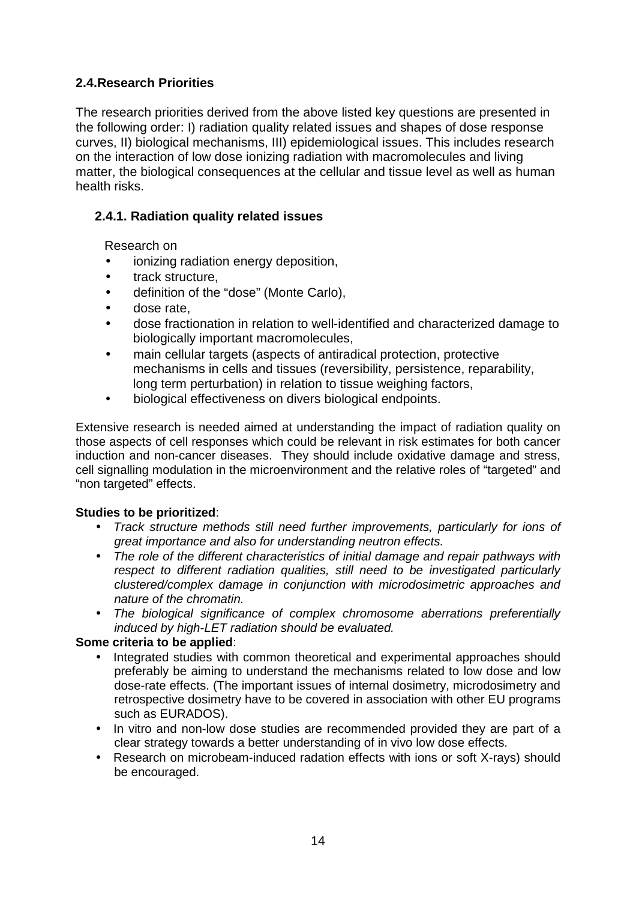## 2.4.Research Priorities

The research priorities derived from the above listed key questions are presented in the following order: I) radiation quality related issues and shapes of dose response curves, II) biological mechanisms, III) epidemiological issues. This includes research on the interaction of low dose ionizing radiation with macromolecules and living matter, the biological consequences at the cellular and tissue level as well as human health risks.

### 2.4.1. Radiation quality related issues

Research on

- ionizing radiation energy deposition,
- track structure,
- definition of the "dose" (Monte Carlo),
- dose rate,
- dose fractionation in relation to well-identified and characterized damage to biologically important macromolecules,
- main cellular targets (aspects of antiradical protection, protective mechanisms in cells and tissues (reversibility, persistence, reparability, long term perturbation) in relation to tissue weighing factors,
- biological effectiveness on divers biological endpoints.

Extensive research is needed aimed at understanding the impact of radiation quality on those aspects of cell responses which could be relevant in risk estimates for both cancer induction and non-cancer diseases. They should include oxidative damage and stress, cell signalling modulation in the microenvironment and the relative roles of "targeted" and "non targeted" effects.

**Studies to be prioritized**:

- *Track structure methods still need further improvements, particularly for ions of great importance and also for understanding neutron effects.*
- *The role of the different characteristics of initial damage and repair pathways with respect to different radiation qualities, still need to be investigated particularly clustered/complex damage in conjunction with microdosimetric approaches and nature of the chromatin.*
- *The biological significance of complex chromosome aberrations preferentially induced by high-LET radiation should be evaluated.*

**Some criteria to be applied**:

- Integrated studies with common theoretical and experimental approaches should preferably be aiming to understand the mechanisms related to low dose and low dose-rate effects. (The important issues of internal dosimetry, microdosimetry and retrospective dosimetry have to be covered in association with other EU programs such as EURADOS).
- In vitro and non-low dose studies are recommended provided they are part of a clear strategy towards a better understanding of in vivo low dose effects.
- Research on microbeam-induced radiation effects with ions or soft X-rays) should be encouraged.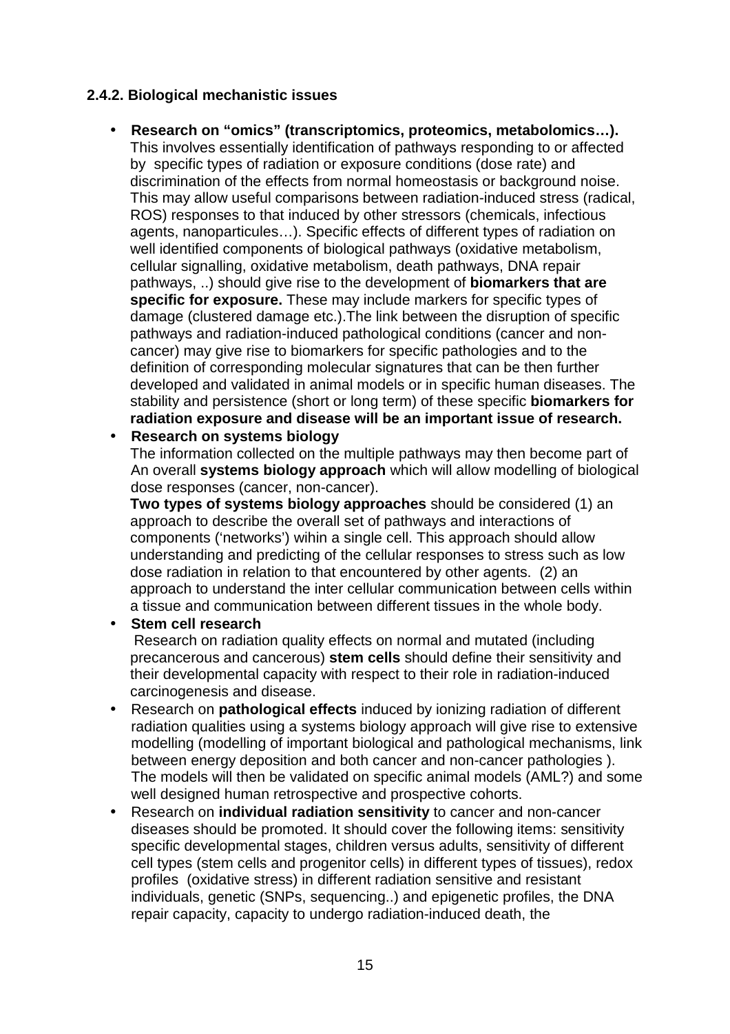### 2.4.2. Biological mechanistic issues

- **Research on "omics" (transcriptomics, proteomics, metabolomics…).** This involves essentially identification of pathways responding to or affected by specific types of radiation or exposure conditions (dose rate) and discrimination of the effects from normal homeostasis or background noise. This may allow useful comparisons between radiation-induced stress (radical, ROS) responses to that induced by other stressors (chemicals, infectious agents, nanoparticules…). Specific effects of different types of radiation on well identified components of biological pathways (oxidative metabolism, cellular signalling, oxidative metabolism, death pathways, DNA repair pathways, ..) should give rise to the development of **biomarkers that are specific for exposure.** These may include markers for specific types of damage (clustered damage etc.).The link between the disruption of specific pathways and radiation-induced pathological conditions (cancer and non-cancer) may give rise to biomarkers for specific pathologies and to the definition of corresponding molecular signatures that can be then further developed and validated in animal models or in specific human diseases. The stability and persistence (short or long term) of these specific **biomarkers for radiation exposure and disease will be an important issue of research.**
- **Research on systems biology**
  The information collected on the multiple pathways may then become part of An overall **systems biology approach** which will allow modelling of biological dose responses (cancer, non-cancer).
  **Two types of systems biology approaches** should be considered (1) an approach to describe the overall set of pathways and interactions of components ('networks') wihin a single cell. This approach should allow understanding and predicting of the cellular responses to stress such as low dose radiation in relation to that encountered by other agents. (2) an approach to understand the inter cellular communication between cells within a tissue and communication between different tissues in the whole body.
- **Stem cell research**
  Research on radiation quality effects on normal and mutated (including precancerous and cancerous) **stem cells** should define their sensitivity and their developmental capacity with respect to their role in radiation-induced carcinogenesis and disease.
- Research on **pathological effects** induced by ionizing radiation of different radiation qualities using a systems biology approach will give rise to extensive modelling (modelling of important biological and pathological mechanisms, link between energy deposition and both cancer and non-cancer pathologies ). The models will then be validated on specific animal models (AML?) and some well designed human retrospective and prospective cohorts.
- Research on **individual radiation sensitivity** to cancer and non-cancer diseases should be promoted. It should cover the following items: sensitivity specific developmental stages, children versus adults, sensitivity of different cell types (stem cells and progenitor cells) in different types of tissues), redox profiles (oxidative stress) in different radiation sensitive and resistant individuals, genetic (SNPs, sequencing..) and epigenetic profiles, the DNA repair capacity, capacity to undergo radiation-induced death, the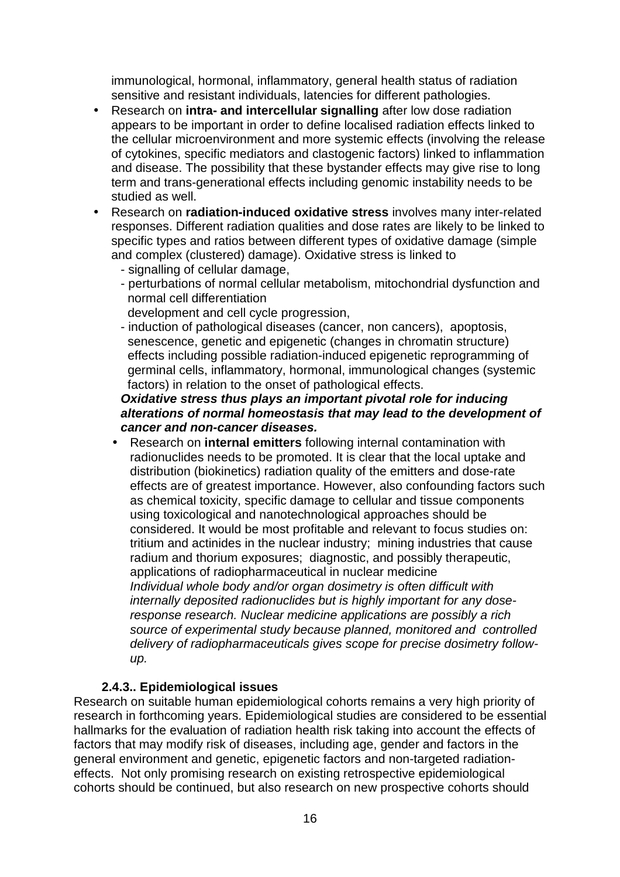immunological, hormonal, inflammatory, general health status of radiation sensitive and resistant individuals, latencies for different pathologies.

- Research on **intra- and intercellular signalling** after low dose radiation appears to be important in order to define localised radiation effects linked to the cellular microenvironment and more systemic effects (involving the release of cytokines, specific mediators and clastogenic factors) linked to inflammation and disease. The possibility that these bystander effects may give rise to long term and trans-generational effects including genomic instability needs to be studied as well.
- Research on **radiation-induced oxidative stress** involves many inter-related responses. Different radiation qualities and dose rates are likely to be linked to specific types and ratios between different types of oxidative damage (simple and complex (clustered) damage). Oxidative stress is linked to
  - signalling of cellular damage,
  - perturbations of normal cellular metabolism, mitochondrial dysfunction and normal cell differentiation development and cell cycle progression,
  - induction of pathological diseases (cancer, non cancers), apoptosis, senescence, genetic and epigenetic (changes in chromatin structure) effects including possible radiation-induced epigenetic reprogramming of germinal cells, inflammatory, hormonal, immunological changes (systemic factors) in relation to the onset of pathological effects.

  ***Oxidative stress thus plays an important pivotal role for inducing alterations of normal homeostasis that may lead to the development of cancer and non-cancer diseases.***
- Research on **internal emitters** following internal contamination with radionuclides needs to be promoted. It is clear that the local uptake and distribution (biokinetics) radiation quality of the emitters and dose-rate effects are of greatest importance. However, also confounding factors such as chemical toxicity, specific damage to cellular and tissue components using toxicological and nanotechnological approaches should be considered. It would be most profitable and relevant to focus studies on: tritium and actinides in the nuclear industry; mining industries that cause radium and thorium exposures; diagnostic, and possibly therapeutic, applications of radiopharmaceutical in nuclear medicine
  *Individual whole body and/or organ dosimetry is often difficult with internally deposited radionuclides but is highly important for any dose-response research. Nuclear medicine applications are possibly a rich source of experimental study because planned, monitored and controlled delivery of radiopharmaceuticals gives scope for precise dosimetry follow-up.*

### 2.4.3.. Epidemiological issues

Research on suitable human epidemiological cohorts remains a very high priority of research in forthcoming years. Epidemiological studies are considered to be essential hallmarks for the evaluation of radiation health risk taking into account the effects of factors that may modify risk of diseases, including age, gender and factors in the general environment and genetic, epigenetic factors and non-targeted radiation-effects. Not only promising research on existing retrospective epidemiological cohorts should be continued, but also research on new prospective cohorts should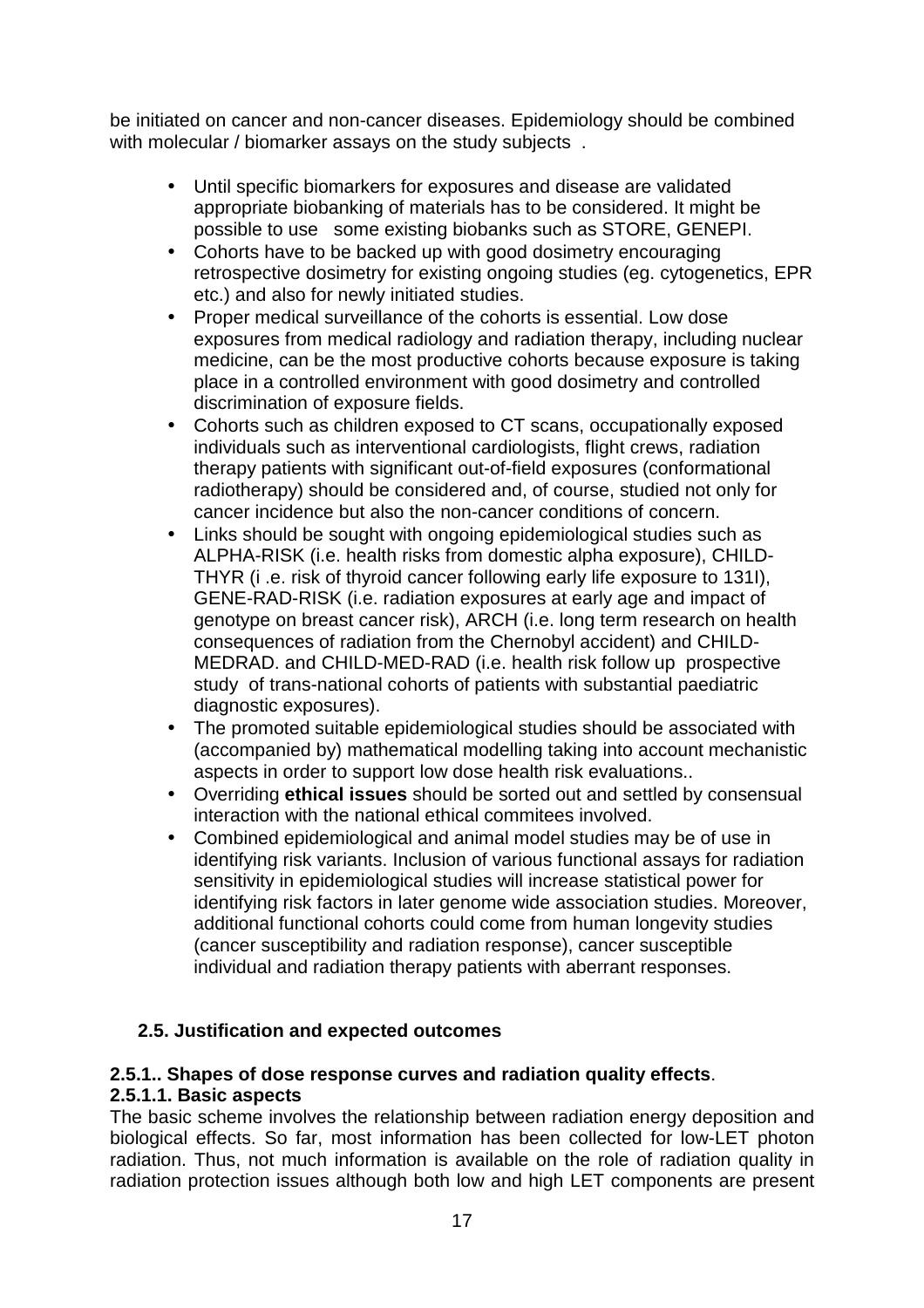be initiated on cancer and non-cancer diseases. Epidemiology should be combined with molecular / biomarker assays on the study subjects .

- Until specific biomarkers for exposures and disease are validated appropriate biobanking of materials has to be considered. It might be possible to use some existing biobanks such as STORE, GENEPI.
- Cohorts have to be backed up with good dosimetry encouraging retrospective dosimetry for existing ongoing studies (eg. cytogenetics, EPR etc.) and also for newly initiated studies.
- Proper medical surveillance of the cohorts is essential. Low dose exposures from medical radiology and radiation therapy, including nuclear medicine, can be the most productive cohorts because exposure is taking place in a controlled environment with good dosimetry and controlled discrimination of exposure fields.
- Cohorts such as children exposed to CT scans, occupationally exposed individuals such as interventional cardiologists, flight crews, radiation therapy patients with significant out-of-field exposures (conformational radiotherapy) should be considered and, of course, studied not only for cancer incidence but also the non-cancer conditions of concern.
- Links should be sought with ongoing epidemiological studies such as ALPHA-RISK (i.e. health risks from domestic alpha exposure), CHILD-THYR (i .e. risk of thyroid cancer following early life exposure to 131I), GENE-RAD-RISK (i.e. radiation exposures at early age and impact of genotype on breast cancer risk), ARCH (i.e. long term research on health consequences of radiation from the Chernobyl accident) and CHILD-MEDRAD. and CHILD-MED-RAD (i.e. health risk follow up prospective study of trans-national cohorts of patients with substantial paediatric diagnostic exposures).
- The promoted suitable epidemiological studies should be associated with (accompanied by) mathematical modelling taking into account mechanistic aspects in order to support low dose health risk evaluations..
- Overriding **ethical issues** should be sorted out and settled by consensual interaction with the national ethical commitees involved.
- Combined epidemiological and animal model studies may be of use in identifying risk variants. Inclusion of various functional assays for radiation sensitivity in epidemiological studies will increase statistical power for identifying risk factors in later genome wide association studies. Moreover, additional functional cohorts could come from human longevity studies (cancer susceptibility and radiation response), cancer susceptible individual and radiation therapy patients with aberrant responses.

## 2.5. Justification and expected outcomes

### 2.5.1.. Shapes of dose response curves and radiation quality effects.

#### 2.5.1.1. Basic aspects

The basic scheme involves the relationship between radiation energy deposition and biological effects. So far, most information has been collected for low-LET photon radiation. Thus, not much information is available on the role of radiation quality in radiation protection issues although both low and high LET components are present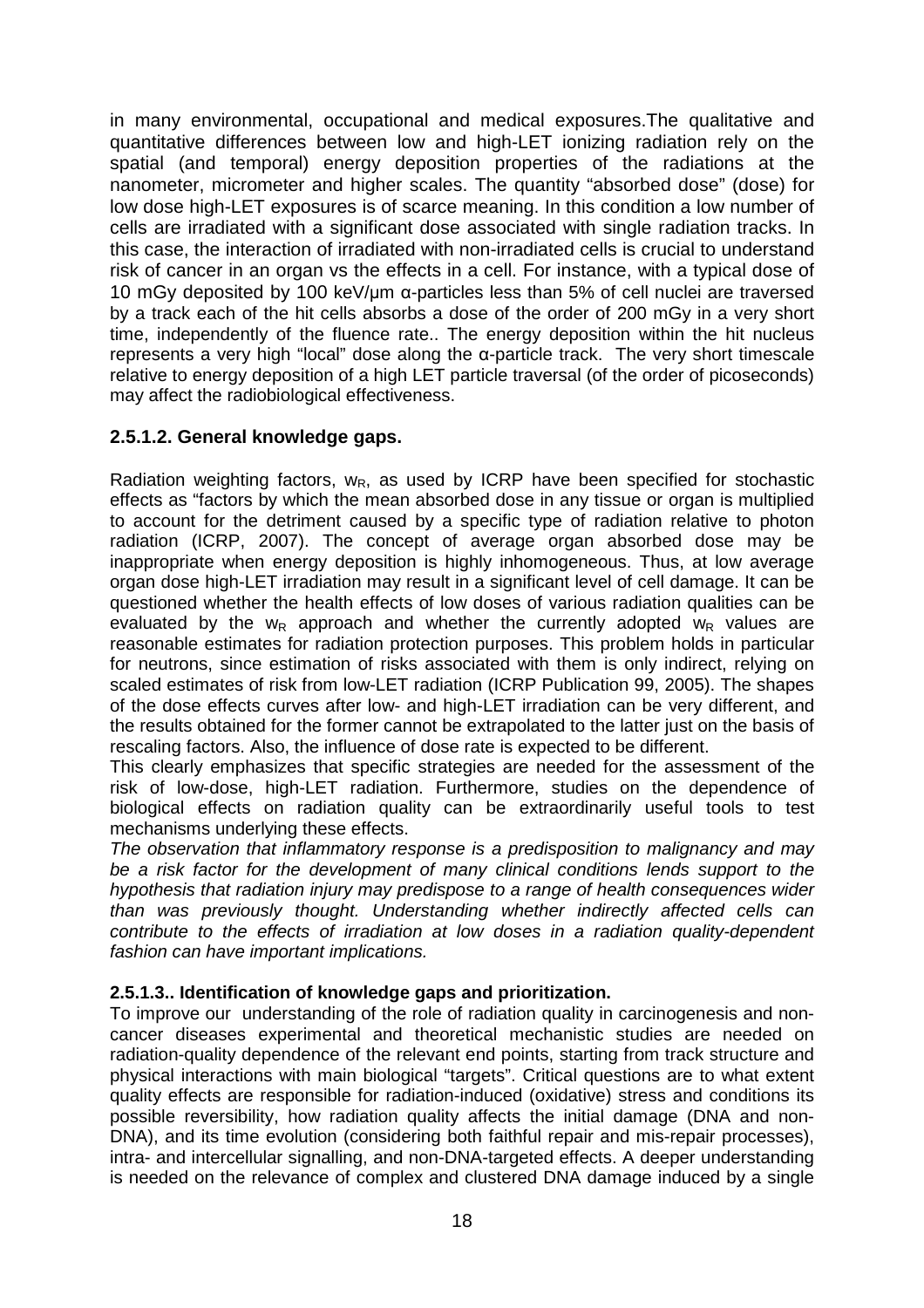in many environmental, occupational and medical exposures.The qualitative and quantitative differences between low and high-LET ionizing radiation rely on the spatial (and temporal) energy deposition properties of the radiations at the nanometer, micrometer and higher scales. The quantity "absorbed dose" (dose) for low dose high-LET exposures is of scarce meaning. In this condition a low number of cells are irradiated with a significant dose associated with single radiation tracks. In this case, the interaction of irradiated with non-irradiated cells is crucial to understand risk of cancer in an organ vs the effects in a cell. For instance, with a typical dose of 10 mGy deposited by 100 keV/μm α-particles less than 5% of cell nuclei are traversed by a track each of the hit cells absorbs a dose of the order of 200 mGy in a very short time, independently of the fluence rate.. The energy deposition within the hit nucleus represents a very high "local" dose along the α-particle track. The very short timescale relative to energy deposition of a high LET particle traversal (of the order of picoseconds) may affect the radiobiological effectiveness.

### 2.5.1.2. General knowledge gaps.

Radiation weighting factors, $w_R$, as used by ICRP have been specified for stochastic effects as "factors by which the mean absorbed dose in any tissue or organ is multiplied to account for the detriment caused by a specific type of radiation relative to photon radiation (ICRP, 2007). The concept of average organ absorbed dose may be inappropriate when energy deposition is highly inhomogeneous. Thus, at low average organ dose high-LET irradiation may result in a significant level of cell damage. It can be questioned whether the health effects of low doses of various radiation qualities can be evaluated by the $w_R$ approach and whether the currently adopted $w_R$ values are reasonable estimates for radiation protection purposes. This problem holds in particular for neutrons, since estimation of risks associated with them is only indirect, relying on scaled estimates of risk from low-LET radiation (ICRP Publication 99, 2005). The shapes of the dose effects curves after low- and high-LET irradiation can be very different, and the results obtained for the former cannot be extrapolated to the latter just on the basis of rescaling factors. Also, the influence of dose rate is expected to be different.

This clearly emphasizes that specific strategies are needed for the assessment of the risk of low-dose, high-LET radiation. Furthermore, studies on the dependence of biological effects on radiation quality can be extraordinarily useful tools to test mechanisms underlying these effects.

*The observation that inflammatory response is a predisposition to malignancy and may be a risk factor for the development of many clinical conditions lends support to the hypothesis that radiation injury may predispose to a range of health consequences wider than was previously thought. Understanding whether indirectly affected cells can contribute to the effects of irradiation at low doses in a radiation quality-dependent fashion can have important implications.*

### 2.5.1.3.. Identification of knowledge gaps and prioritization.

To improve our understanding of the role of radiation quality in carcinogenesis and non-cancer diseases experimental and theoretical mechanistic studies are needed on radiation-quality dependence of the relevant end points, starting from track structure and physical interactions with main biological "targets". Critical questions are to what extent quality effects are responsible for radiation-induced (oxidative) stress and conditions its possible reversibility, how radiation quality affects the initial damage (DNA and non-DNA), and its time evolution (considering both faithful repair and mis-repair processes), intra- and intercellular signalling, and non-DNA-targeted effects. A deeper understanding is needed on the relevance of complex and clustered DNA damage induced by a single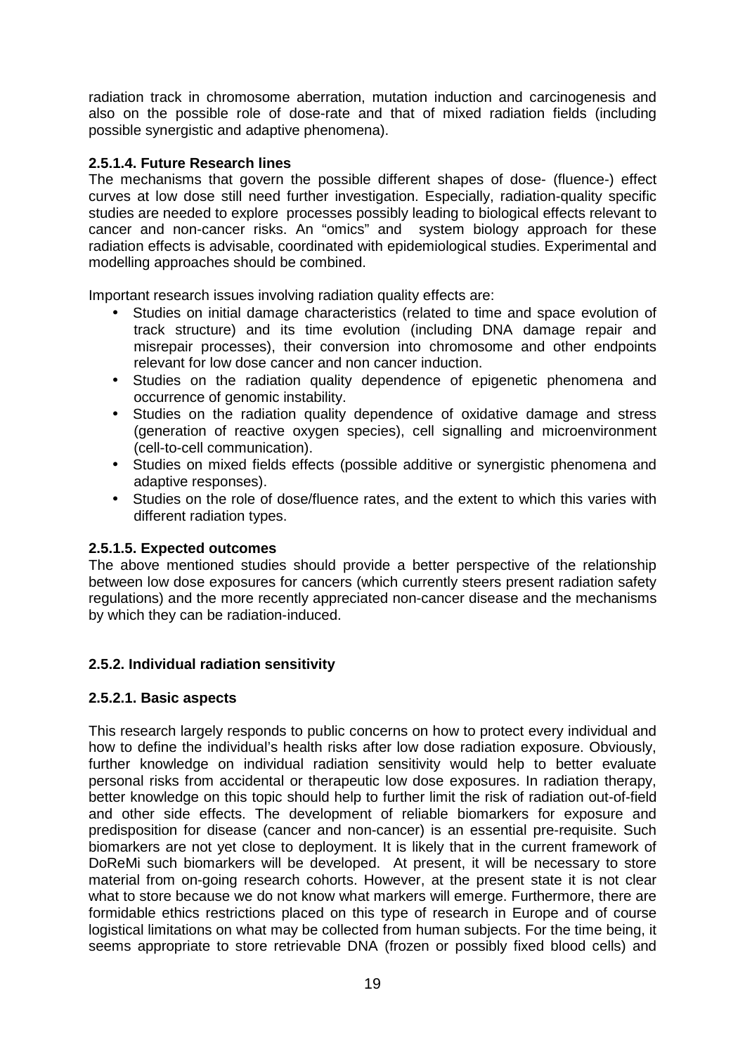radiation track in chromosome aberration, mutation induction and carcinogenesis and also on the possible role of dose-rate and that of mixed radiation fields (including possible synergistic and adaptive phenomena).

#### 2.5.1.4. Future Research lines

The mechanisms that govern the possible different shapes of dose- (fluence-) effect curves at low dose still need further investigation. Especially, radiation-quality specific studies are needed to explore processes possibly leading to biological effects relevant to cancer and non-cancer risks. An "omics" and system biology approach for these radiation effects is advisable, coordinated with epidemiological studies. Experimental and modelling approaches should be combined.

Important research issues involving radiation quality effects are:

- Studies on initial damage characteristics (related to time and space evolution of track structure) and its time evolution (including DNA damage repair and misrepair processes), their conversion into chromosome and other endpoints relevant for low dose cancer and non cancer induction.
- Studies on the radiation quality dependence of epigenetic phenomena and occurrence of genomic instability.
- Studies on the radiation quality dependence of oxidative damage and stress (generation of reactive oxygen species), cell signalling and microenvironment (cell-to-cell communication).
- Studies on mixed fields effects (possible additive or synergistic phenomena and adaptive responses).
- Studies on the role of dose/fluence rates, and the extent to which this varies with different radiation types.

#### 2.5.1.5. Expected outcomes

The above mentioned studies should provide a better perspective of the relationship between low dose exposures for cancers (which currently steers present radiation safety regulations) and the more recently appreciated non-cancer disease and the mechanisms by which they can be radiation-induced.

### 2.5.2. Individual radiation sensitivity

#### 2.5.2.1. Basic aspects

This research largely responds to public concerns on how to protect every individual and how to define the individual's health risks after low dose radiation exposure. Obviously, further knowledge on individual radiation sensitivity would help to better evaluate personal risks from accidental or therapeutic low dose exposures. In radiation therapy, better knowledge on this topic should help to further limit the risk of radiation out-of-field and other side effects. The development of reliable biomarkers for exposure and predisposition for disease (cancer and non-cancer) is an essential pre-requisite. Such biomarkers are not yet close to deployment. It is likely that in the current framework of DoReMi such biomarkers will be developed. At present, it will be necessary to store material from on-going research cohorts. However, at the present state it is not clear what to store because we do not know what markers will emerge. Furthermore, there are formidable ethics restrictions placed on this type of research in Europe and of course logistical limitations on what may be collected from human subjects. For the time being, it seems appropriate to store retrievable DNA (frozen or possibly fixed blood cells) and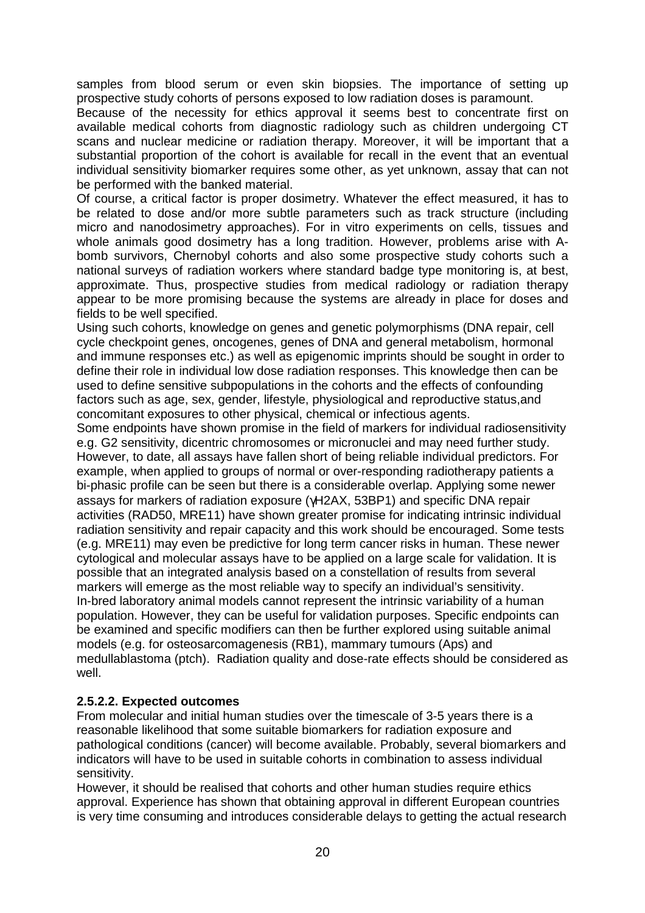samples from blood serum or even skin biopsies. The importance of setting up prospective study cohorts of persons exposed to low radiation doses is paramount.

Because of the necessity for ethics approval it seems best to concentrate first on available medical cohorts from diagnostic radiology such as children undergoing CT scans and nuclear medicine or radiation therapy. Moreover, it will be important that a substantial proportion of the cohort is available for recall in the event that an eventual individual sensitivity biomarker requires some other, as yet unknown, assay that can not be performed with the banked material.

Of course, a critical factor is proper dosimetry. Whatever the effect measured, it has to be related to dose and/or more subtle parameters such as track structure (including micro and nanodosimetry approaches). For in vitro experiments on cells, tissues and whole animals good dosimetry has a long tradition. However, problems arise with A-bomb survivors, Chernobyl cohorts and also some prospective study cohorts such a national surveys of radiation workers where standard badge type monitoring is, at best, approximate. Thus, prospective studies from medical radiology or radiation therapy appear to be more promising because the systems are already in place for doses and fields to be well specified.

Using such cohorts, knowledge on genes and genetic polymorphisms (DNA repair, cell cycle checkpoint genes, oncogenes, genes of DNA and general metabolism, hormonal and immune responses etc.) as well as epigenomic imprints should be sought in order to define their role in individual low dose radiation responses. This knowledge then can be used to define sensitive subpopulations in the cohorts and the effects of confounding factors such as age, sex, gender, lifestyle, physiological and reproductive status,and concomitant exposures to other physical, chemical or infectious agents.

Some endpoints have shown promise in the field of markers for individual radiosensitivity e.g. G2 sensitivity, dicentric chromosomes or micronuclei and may need further study. However, to date, all assays have fallen short of being reliable individual predictors. For example, when applied to groups of normal or over-responding radiotherapy patients a bi-phasic profile can be seen but there is a considerable overlap. Applying some newer assays for markers of radiation exposure (γH2AX, 53BP1) and specific DNA repair activities (RAD50, MRE11) have shown greater promise for indicating intrinsic individual radiation sensitivity and repair capacity and this work should be encouraged. Some tests (e.g. MRE11) may even be predictive for long term cancer risks in human. These newer cytological and molecular assays have to be applied on a large scale for validation. It is possible that an integrated analysis based on a constellation of results from several markers will emerge as the most reliable way to specify an individual's sensitivity.

In-bred laboratory animal models cannot represent the intrinsic variability of a human population. However, they can be useful for validation purposes. Specific endpoints can be examined and specific modifiers can then be further explored using suitable animal models (e.g. for osteosarcomagenesis (RB1), mammary tumours (Aps) and medullablastoma (ptch). Radiation quality and dose-rate effects should be considered as well.

#### 2.5.2.2. Expected outcomes

From molecular and initial human studies over the timescale of 3-5 years there is a reasonable likelihood that some suitable biomarkers for radiation exposure and pathological conditions (cancer) will become available. Probably, several biomarkers and indicators will have to be used in suitable cohorts in combination to assess individual sensitivity.

However, it should be realised that cohorts and other human studies require ethics approval. Experience has shown that obtaining approval in different European countries is very time consuming and introduces considerable delays to getting the actual research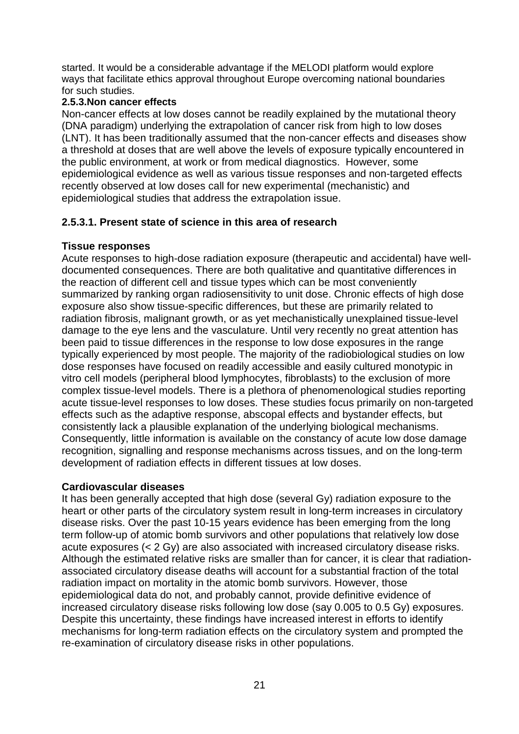started. It would be a considerable advantage if the MELODI platform would explore ways that facilitate ethics approval throughout Europe overcoming national boundaries for such studies.

### 2.5.3. Non cancer effects

Non-cancer effects at low doses cannot be readily explained by the mutational theory (DNA paradigm) underlying the extrapolation of cancer risk from high to low doses (LNT). It has been traditionally assumed that the non-cancer effects and diseases show a threshold at doses that are well above the levels of exposure typically encountered in the public environment, at work or from medical diagnostics. However, some epidemiological evidence as well as various tissue responses and non-targeted effects recently observed at low doses call for new experimental (mechanistic) and epidemiological studies that address the extrapolation issue.

#### 2.5.3.1. Present state of science in this area of research

**Tissue responses**

Acute responses to high-dose radiation exposure (therapeutic and accidental) have well-documented consequences. There are both qualitative and quantitative differences in the reaction of different cell and tissue types which can be most conveniently summarized by ranking organ radiosensitivity to unit dose. Chronic effects of high dose exposure also show tissue-specific differences, but these are primarily related to radiation fibrosis, malignant growth, or as yet mechanistically unexplained tissue-level damage to the eye lens and the vasculature. Until very recently no great attention has been paid to tissue differences in the response to low dose exposures in the range typically experienced by most people. The majority of the radiobiological studies on low dose responses have focused on readily accessible and easily cultured monotypic in vitro cell models (peripheral blood lymphocytes, fibroblasts) to the exclusion of more complex tissue-level models. There is a plethora of phenomenological studies reporting acute tissue-level responses to low doses. These studies focus primarily on non-targeted effects such as the adaptive response, abscopal effects and bystander effects, but consistently lack a plausible explanation of the underlying biological mechanisms. Consequently, little information is available on the constancy of acute low dose damage recognition, signalling and response mechanisms across tissues, and on the long-term development of radiation effects in different tissues at low doses.

**Cardiovascular diseases**

It has been generally accepted that high dose (several Gy) radiation exposure to the heart or other parts of the circulatory system result in long-term increases in circulatory disease risks. Over the past 10-15 years evidence has been emerging from the long term follow-up of atomic bomb survivors and other populations that relatively low dose acute exposures (< 2 Gy) are also associated with increased circulatory disease risks. Although the estimated relative risks are smaller than for cancer, it is clear that radiation-associated circulatory disease deaths will account for a substantial fraction of the total radiation impact on mortality in the atomic bomb survivors. However, those epidemiological data do not, and probably cannot, provide definitive evidence of increased circulatory disease risks following low dose (say 0.005 to 0.5 Gy) exposures. Despite this uncertainty, these findings have increased interest in efforts to identify mechanisms for long-term radiation effects on the circulatory system and prompted the re-examination of circulatory disease risks in other populations.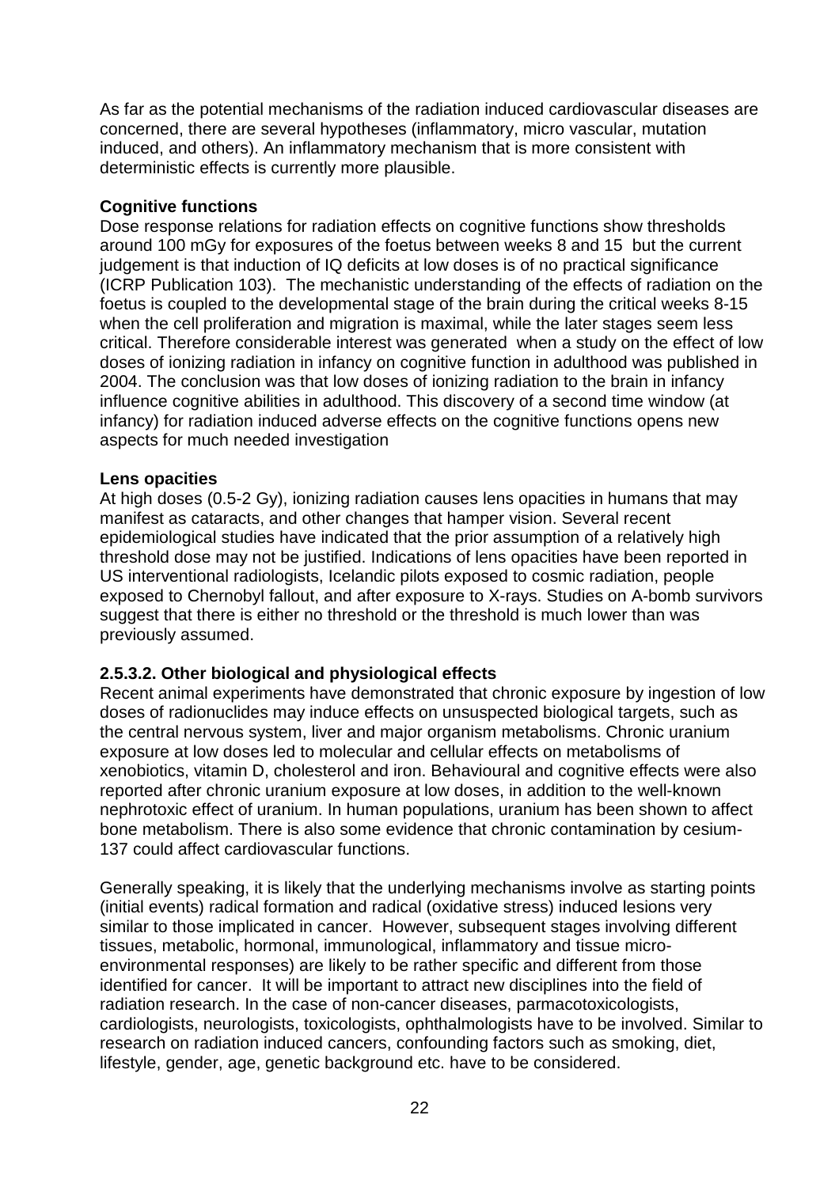As far as the potential mechanisms of the radiation induced cardiovascular diseases are concerned, there are several hypotheses (inflammatory, micro vascular, mutation induced, and others). An inflammatory mechanism that is more consistent with deterministic effects is currently more plausible.

**Cognitive functions**

Dose response relations for radiation effects on cognitive functions show thresholds around 100 mGy for exposures of the foetus between weeks 8 and 15 but the current judgement is that induction of IQ deficits at low doses is of no practical significance (ICRP Publication 103). The mechanistic understanding of the effects of radiation on the foetus is coupled to the developmental stage of the brain during the critical weeks 8-15 when the cell proliferation and migration is maximal, while the later stages seem less critical. Therefore considerable interest was generated when a study on the effect of low doses of ionizing radiation in infancy on cognitive function in adulthood was published in 2004. The conclusion was that low doses of ionizing radiation to the brain in infancy influence cognitive abilities in adulthood. This discovery of a second time window (at infancy) for radiation induced adverse effects on the cognitive functions opens new aspects for much needed investigation

**Lens opacities**

At high doses (0.5-2 Gy), ionizing radiation causes lens opacities in humans that may manifest as cataracts, and other changes that hamper vision. Several recent epidemiological studies have indicated that the prior assumption of a relatively high threshold dose may not be justified. Indications of lens opacities have been reported in US interventional radiologists, Icelandic pilots exposed to cosmic radiation, people exposed to Chernobyl fallout, and after exposure to X-rays. Studies on A-bomb survivors suggest that there is either no threshold or the threshold is much lower than was previously assumed.

### 2.5.3.2. Other biological and physiological effects

Recent animal experiments have demonstrated that chronic exposure by ingestion of low doses of radionuclides may induce effects on unsuspected biological targets, such as the central nervous system, liver and major organism metabolisms. Chronic uranium exposure at low doses led to molecular and cellular effects on metabolisms of xenobiotics, vitamin D, cholesterol and iron. Behavioural and cognitive effects were also reported after chronic uranium exposure at low doses, in addition to the well-known nephrotoxic effect of uranium. In human populations, uranium has been shown to affect bone metabolism. There is also some evidence that chronic contamination by cesium-137 could affect cardiovascular functions.

Generally speaking, it is likely that the underlying mechanisms involve as starting points (initial events) radical formation and radical (oxidative stress) induced lesions very similar to those implicated in cancer. However, subsequent stages involving different tissues, metabolic, hormonal, immunological, inflammatory and tissue micro-environmental responses) are likely to be rather specific and different from those identified for cancer. It will be important to attract new disciplines into the field of radiation research. In the case of non-cancer diseases, parmacotoxicologists, cardiologists, neurologists, toxicologists, ophthalmologists have to be involved. Similar to research on radiation induced cancers, confounding factors such as smoking, diet, lifestyle, gender, age, genetic background etc. have to be considered.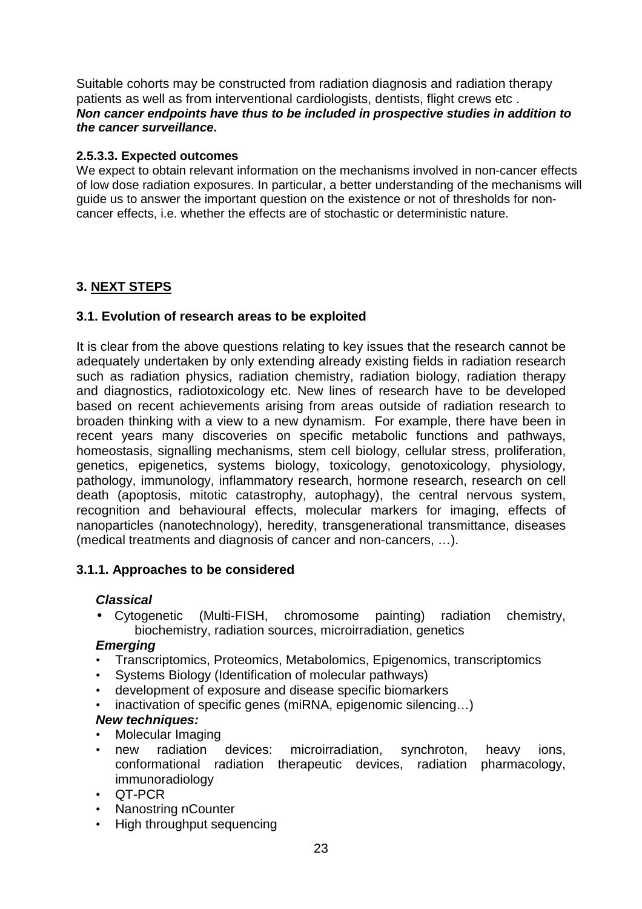Suitable cohorts may be constructed from radiation diagnosis and radiation therapy patients as well as from interventional cardiologists, dentists, flight crews etc .
***Non cancer endpoints have thus to be included in prospective studies in addition to the cancer surveillance*.**

#### 2.5.3.3. Expected outcomes

We expect to obtain relevant information on the mechanisms involved in non-cancer effects of low dose radiation exposures. In particular, a better understanding of the mechanisms will guide us to answer the important question on the existence or not of thresholds for non-cancer effects, i.e. whether the effects are of stochastic or deterministic nature.

## 3. NEXT STEPS

### 3.1. Evolution of research areas to be exploited

It is clear from the above questions relating to key issues that the research cannot be adequately undertaken by only extending already existing fields in radiation research such as radiation physics, radiation chemistry, radiation biology, radiation therapy and diagnostics, radiotoxicology etc. New lines of research have to be developed based on recent achievements arising from areas outside of radiation research to broaden thinking with a view to a new dynamism. For example, there have been in recent years many discoveries on specific metabolic functions and pathways, homeostasis, signalling mechanisms, stem cell biology, cellular stress, proliferation, genetics, epigenetics, systems biology, toxicology, genotoxicology, physiology, pathology, immunology, inflammatory research, hormone research, research on cell death (apoptosis, mitotic catastrophy, autophagy), the central nervous system, recognition and behavioural effects, molecular markers for imaging, effects of nanoparticles (nanotechnology), heredity, transgenerational transmittance, diseases (medical treatments and diagnosis of cancer and non-cancers, …).

#### 3.1.1. Approaches to be considered

***Classical***

- Cytogenetic (Multi-FISH, chromosome painting) radiation chemistry, biochemistry, radiation sources, microirradiation, genetics

***Emerging***

- Transcriptomics, Proteomics, Metabolomics, Epigenomics, transcriptomics
- Systems Biology (Identification of molecular pathways)
- development of exposure and disease specific biomarkers
- inactivation of specific genes (miRNA, epigenomic silencing…)

***New techniques:***

- Molecular Imaging
- new radiation devices: microirradiation, synchroton, heavy ions, conformational radiation therapeutic devices, radiation pharmacology, immunoradiology
- QT-PCR
- Nanostring nCounter
- High throughput sequencing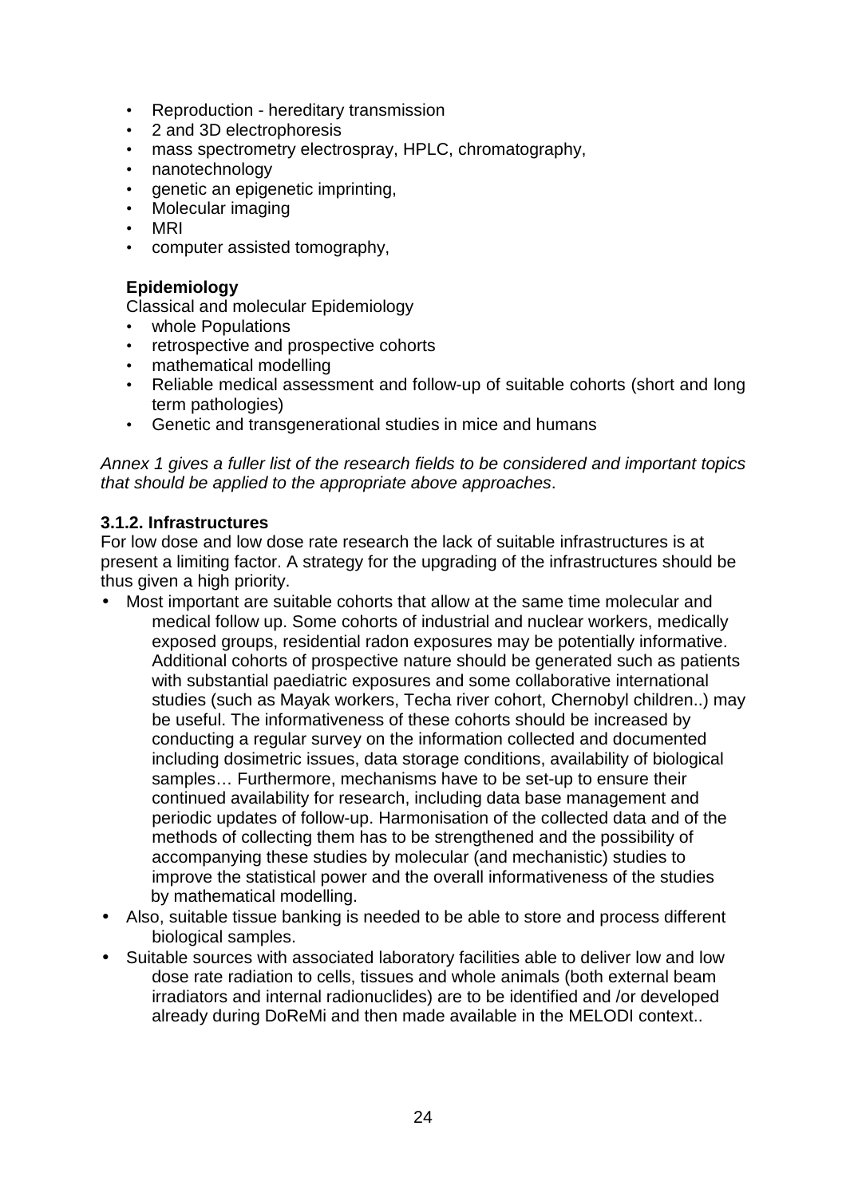- Reproduction - hereditary transmission
- 2 and 3D electrophoresis
- mass spectrometry electrospray, HPLC, chromatogaphy,
- nanotechnology
- genetic an epigenetic imprinting,
- Molecular imaging
- MRI
- computer assisted tomography,

**Epidemiology**

Classical and molecular Epidemiology

- whole Populations
- retrospective and prospective cohorts
- mathematical modelling
- Reliable medical assessment and follow-up of suitable cohorts (short and long term pathologies)
- Genetic and transgenerational studies in mice and humans

*Annex 1 gives a fuller list of the research fields to be considered and important topics that should be applied to the appropriate above approaches*.

### 3.1.2. Infrastructures

For low dose and low dose rate research the lack of suitable infrastructures is at present a limiting factor. A strategy for the upgrading of the infrastructures should be thus given a high priority.

- Most important are suitable cohorts that allow at the same time molecular and medical follow up. Some cohorts of industrial and nuclear workers, medically exposed groups, residential radon exposures may be potentially informative. Additional cohorts of prospective nature should be generated such as patients with substantial paediatric exposures and some collaborative international studies (such as Mayak workers, Techa river cohort, Chernobyl children..) may be useful. The informativeness of these cohorts should be increased by conducting a regular survey on the information collected and documented including dosimetric issues, data storage conditions, availability of biological samples… Furthermore, mechanisms have to be set-up to ensure their continued availability for research, including data base management and periodic updates of follow-up. Harmonisation of the collected data and of the methods of collecting them has to be strengthened and the possibility of accompanying these studies by molecular (and mechanistic) studies to improve the statistical power and the overall informativeness of the studies by mathematical modelling.
- Also, suitable tissue banking is needed to be able to store and process different biological samples.
- Suitable sources with associated laboratory facilities able to deliver low and low dose rate radiation to cells, tissues and whole animals (both external beam irradiators and internal radionuclides) are to be identified and /or developed already during DoReMi and then made available in the MELODI context..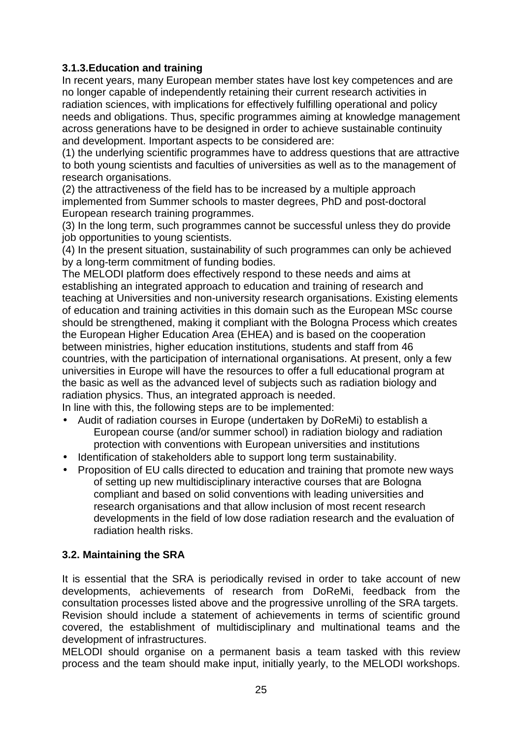### 3.1.3.Education and training

In recent years, many European member states have lost key competences and are no longer capable of independently retaining their current research activities in radiation sciences, with implications for effectively fulfilling operational and policy needs and obligations. Thus, specific programmes aiming at knowledge management across generations have to be designed in order to achieve sustainable continuity and development. Important aspects to be considered are:

(1) the underlying scientific programmes have to address questions that are attractive to both young scientists and faculties of universities as well as to the management of research organisations.

(2) the attractiveness of the field has to be increased by a multiple approach implemented from Summer schools to master degrees, PhD and post-doctoral European research training programmes.

(3) In the long term, such programmes cannot be successful unless they do provide job opportunities to young scientists.

(4) In the present situation, sustainability of such programmes can only be achieved by a long-term commitment of funding bodies.

The MELODI platform does effectively respond to these needs and aims at establishing an integrated approach to education and training of research and teaching at Universities and non-university research organisations. Existing elements of education and training activities in this domain such as the European MSc course should be strengthened, making it compliant with the Bologna Process which creates the European Higher Education Area (EHEA) and is based on the cooperation between ministries, higher education institutions, students and staff from 46 countries, with the participation of international organisations. At present, only a few universities in Europe will have the resources to offer a full educational program at the basic as well as the advanced level of subjects such as radiation biology and radiation physics. Thus, an integrated approach is needed.

In line with this, the following steps are to be implemented:

- Audit of radiation courses in Europe (undertaken by DoReMi) to establish a European course (and/or summer school) in radiation biology and radiation protection with conventions with European universities and institutions
- Identification of stakeholders able to support long term sustainability.
- Proposition of EU calls directed to education and training that promote new ways of setting up new multidisciplinary interactive courses that are Bologna compliant and based on solid conventions with leading universities and research organisations and that allow inclusion of most recent research developments in the field of low dose radiation research and the evaluation of radiation health risks.

## 3.2. Maintaining the SRA

It is essential that the SRA is periodically revised in order to take account of new developments, achievements of research from DoReMi, feedback from the consultation processes listed above and the progressive unrolling of the SRA targets. Revision should include a statement of achievements in terms of scientific ground covered, the establishment of multidisciplinary and multinational teams and the development of infrastructures.

MELODI should organise on a permanent basis a team tasked with this review process and the team should make input, initially yearly, to the MELODI workshops.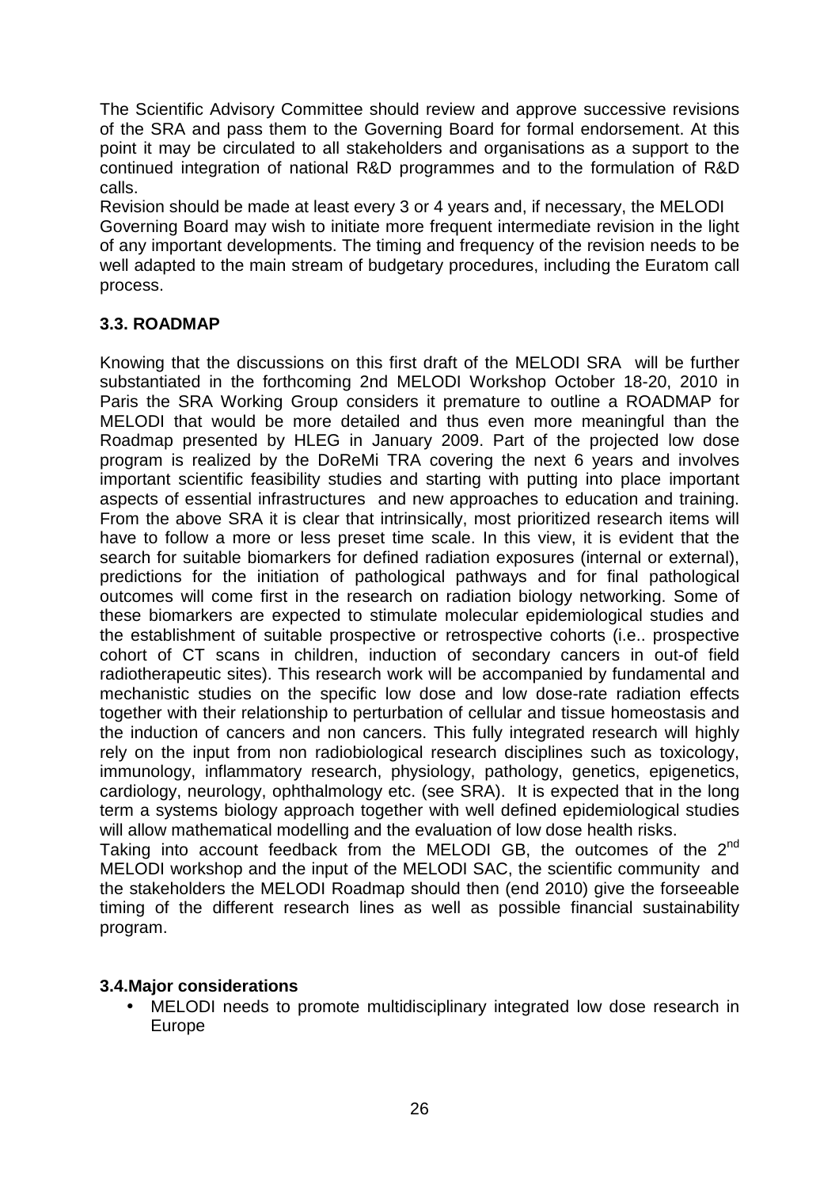The Scientific Advisory Committee should review and approve successive revisions of the SRA and pass them to the Governing Board for formal endorsement. At this point it may be circulated to all stakeholders and organisations as a support to the continued integration of national R&D programmes and to the formulation of R&D calls.

Revision should be made at least every 3 or 4 years and, if necessary, the MELODI Governing Board may wish to initiate more frequent intermediate revision in the light of any important developments. The timing and frequency of the revision needs to be well adapted to the main stream of budgetary procedures, including the Euratom call process.

### 3.3. ROADMAP

Knowing that the discussions on this first draft of the MELODI SRA will be further substantiated in the forthcoming 2nd MELODI Workshop October 18-20, 2010 in Paris the SRA Working Group considers it premature to outline a ROADMAP for MELODI that would be more detailed and thus even more meaningful than the Roadmap presented by HLEG in January 2009. Part of the projected low dose program is realized by the DoReMi TRA covering the next 6 years and involves important scientific feasibility studies and starting with putting into place important aspects of essential infrastructures and new approaches to education and training. From the above SRA it is clear that intrinsically, most prioritized research items will have to follow a more or less preset time scale. In this view, it is evident that the search for suitable biomarkers for defined radiation exposures (internal or external), predictions for the initiation of pathological pathways and for final pathological outcomes will come first in the research on radiation biology networking. Some of these biomarkers are expected to stimulate molecular epidemiological studies and the establishment of suitable prospective or retrospective cohorts (i.e.. prospective cohort of CT scans in children, induction of secondary cancers in out-of field radiotherapeutic sites). This research work will be accompanied by fundamental and mechanistic studies on the specific low dose and low dose-rate radiation effects together with their relationship to perturbation of cellular and tissue homeostasis and the induction of cancers and non cancers. This fully integrated research will highly rely on the input from non radiobiological research disciplines such as toxicology, immunology, inflammatory research, physiology, pathology, genetics, epigenetics, cardiology, neurology, ophthalmology etc. (see SRA). It is expected that in the long term a systems biology approach together with well defined epidemiological studies will allow mathematical modelling and the evaluation of low dose health risks.

Taking into account feedback from the MELODI GB, the outcomes of the 2nd MELODI workshop and the input of the MELODI SAC, the scientific community and the stakeholders the MELODI Roadmap should then (end 2010) give the forseeable timing of the different research lines as well as possible financial sustainability program.

### 3.4. Major considerations

- MELODI needs to promote multidisciplinary integrated low dose research in Europe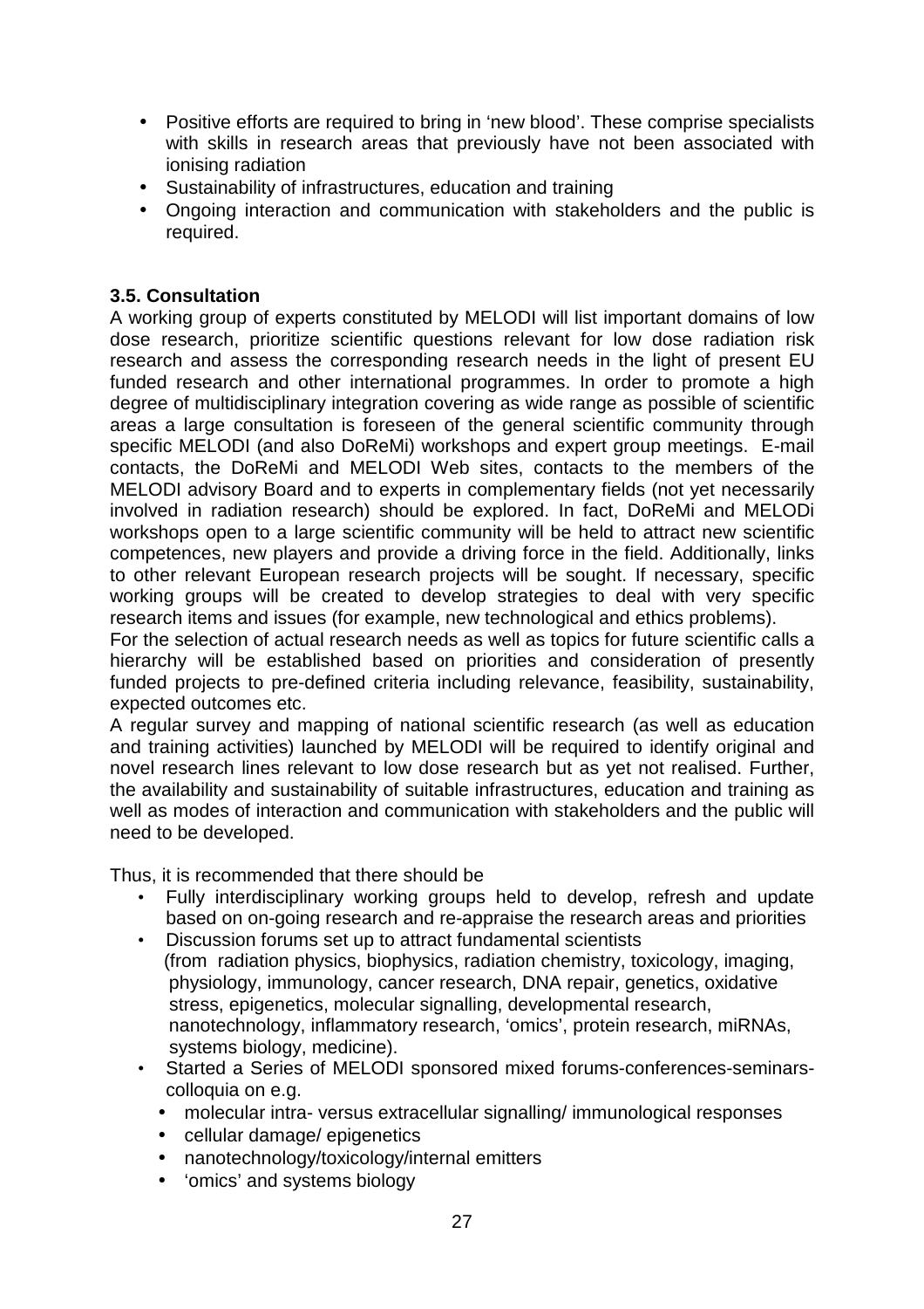- Positive efforts are required to bring in 'new blood'. These comprise specialists with skills in research areas that previously have not been associated with ionising radiation
- Sustainability of infrastructures, education and training
- Ongoing interaction and communication with stakeholders and the public is required.

### 3.5. Consultation

A working group of experts constituted by MELODI will list important domains of low dose research, prioritize scientific questions relevant for low dose radiation risk research and assess the corresponding research needs in the light of present EU funded research and other international programmes. In order to promote a high degree of multidisciplinary integration covering as wide range as possible of scientific areas a large consultation is foreseen of the general scientific community through specific MELODI (and also DoReMi) workshops and expert group meetings. E-mail contacts, the DoReMi and MELODI Web sites, contacts to the members of the MELODI advisory Board and to experts in complementary fields (not yet necessarily involved in radiation research) should be explored. In fact, DoReMi and MELODi workshops open to a large scientific community will be held to attract new scientific competences, new players and provide a driving force in the field. Additionally, links to other relevant European research projects will be sought. If necessary, specific working groups will be created to develop strategies to deal with very specific research items and issues (for example, new technological and ethics problems).

For the selection of actual research needs as well as topics for future scientific calls a hierarchy will be established based on priorities and consideration of presently funded projects to pre-defined criteria including relevance, feasibility, sustainability, expected outcomes etc.

A regular survey and mapping of national scientific research (as well as education and training activities) launched by MELODI will be required to identify original and novel research lines relevant to low dose research but as yet not realised. Further, the availability and sustainability of suitable infrastructures, education and training as well as modes of interaction and communication with stakeholders and the public will need to be developed.

Thus, it is recommended that there should be

- Fully interdisciplinary working groups held to develop, refresh and update based on on-going research and re-appraise the research areas and priorities
- Discussion forums set up to attract fundamental scientists (from radiation physics, biophysics, radiation chemistry, toxicology, imaging, physiology, immunology, cancer research, DNA repair, genetics, oxidative stress, epigenetics, molecular signalling, developmental research, nanotechnology, inflammatory research, 'omics', protein research, miRNAs, systems biology, medicine).
- Started a Series of MELODI sponsored mixed forums-conferences-seminars-colloquia on e.g.
  - molecular intra- versus extracellular signalling/ immunological responses
  - cellular damage/ epigenetics
  - nanotechnology/toxicology/internal emitters
  - 'omics' and systems biology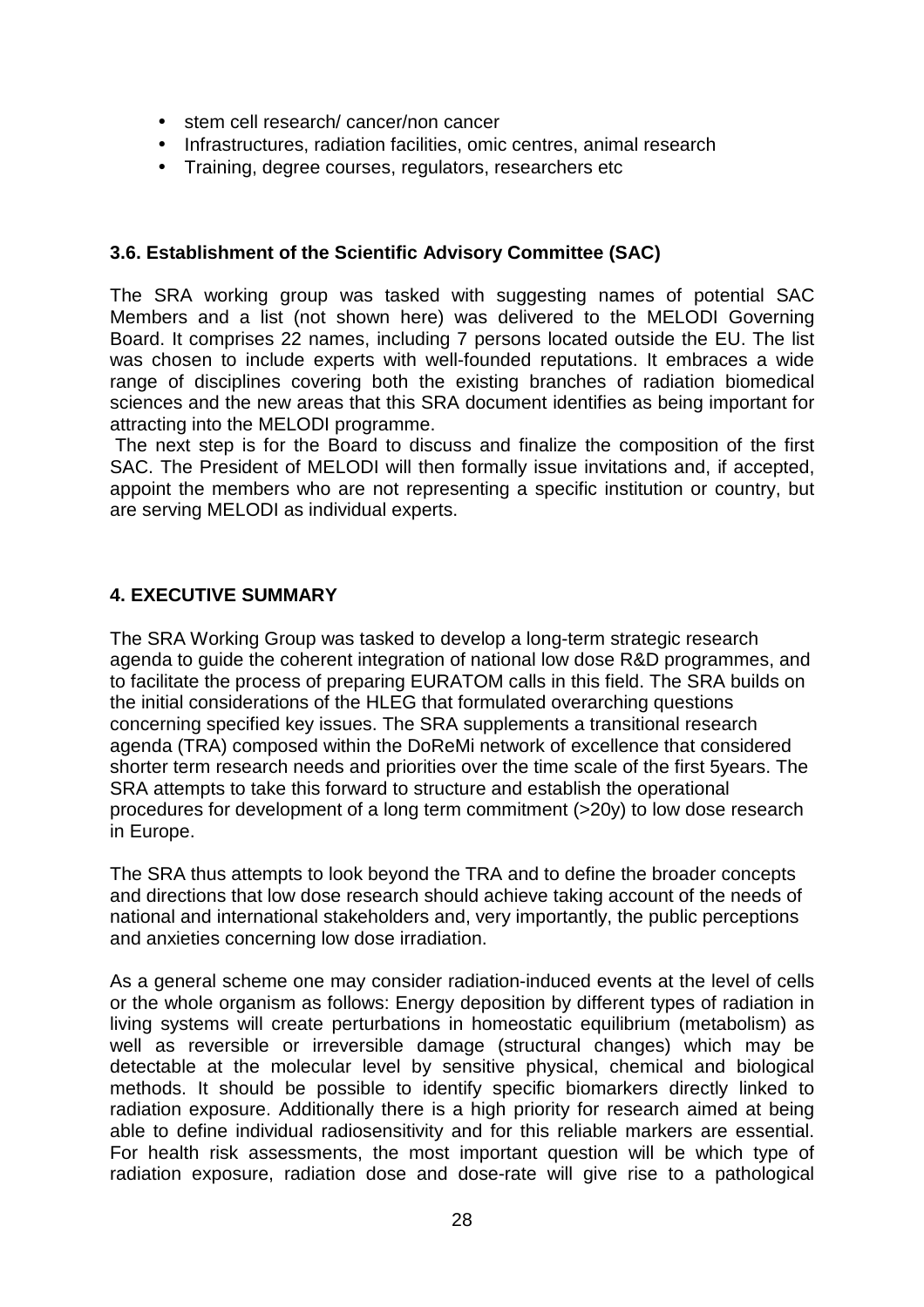- stem cell research/ cancer/non cancer
- Infrastructures, radiation facilities, omic centres, animal research
- Training, degree courses, regulators, researchers etc

### 3.6. Establishment of the Scientific Advisory Committee (SAC)

The SRA working group was tasked with suggesting names of potential SAC Members and a list (not shown here) was delivered to the MELODI Governing Board. It comprises 22 names, including 7 persons located outside the EU. The list was chosen to include experts with well-founded reputations. It embraces a wide range of disciplines covering both the existing branches of radiation biomedical sciences and the new areas that this SRA document identifies as being important for attracting into the MELODI programme.

The next step is for the Board to discuss and finalize the composition of the first SAC. The President of MELODI will then formally issue invitations and, if accepted, appoint the members who are not representing a specific institution or country, but are serving MELODI as individual experts.

## 4. EXECUTIVE SUMMARY

The SRA Working Group was tasked to develop a long-term strategic research agenda to guide the coherent integration of national low dose R&D programmes, and to facilitate the process of preparing EURATOM calls in this field. The SRA builds on the initial considerations of the HLEG that formulated overarching questions concerning specified key issues. The SRA supplements a transitional research agenda (TRA) composed within the DoReMi network of excellence that considered shorter term research needs and priorities over the time scale of the first 5years. The SRA attempts to take this forward to structure and establish the operational procedures for development of a long term commitment (>20y) to low dose research in Europe.

The SRA thus attempts to look beyond the TRA and to define the broader concepts and directions that low dose research should achieve taking account of the needs of national and international stakeholders and, very importantly, the public perceptions and anxieties concerning low dose irradiation.

As a general scheme one may consider radiation-induced events at the level of cells or the whole organism as follows: Energy deposition by different types of radiation in living systems will create perturbations in homeostatic equilibrium (metabolism) as well as reversible or irreversible damage (structural changes) which may be detectable at the molecular level by sensitive physical, chemical and biological methods. It should be possible to identify specific biomarkers directly linked to radiation exposure. Additionally there is a high priority for research aimed at being able to define individual radiosensitivity and for this reliable markers are essential. For health risk assessments, the most important question will be which type of radiation exposure, radiation dose and dose-rate will give rise to a pathological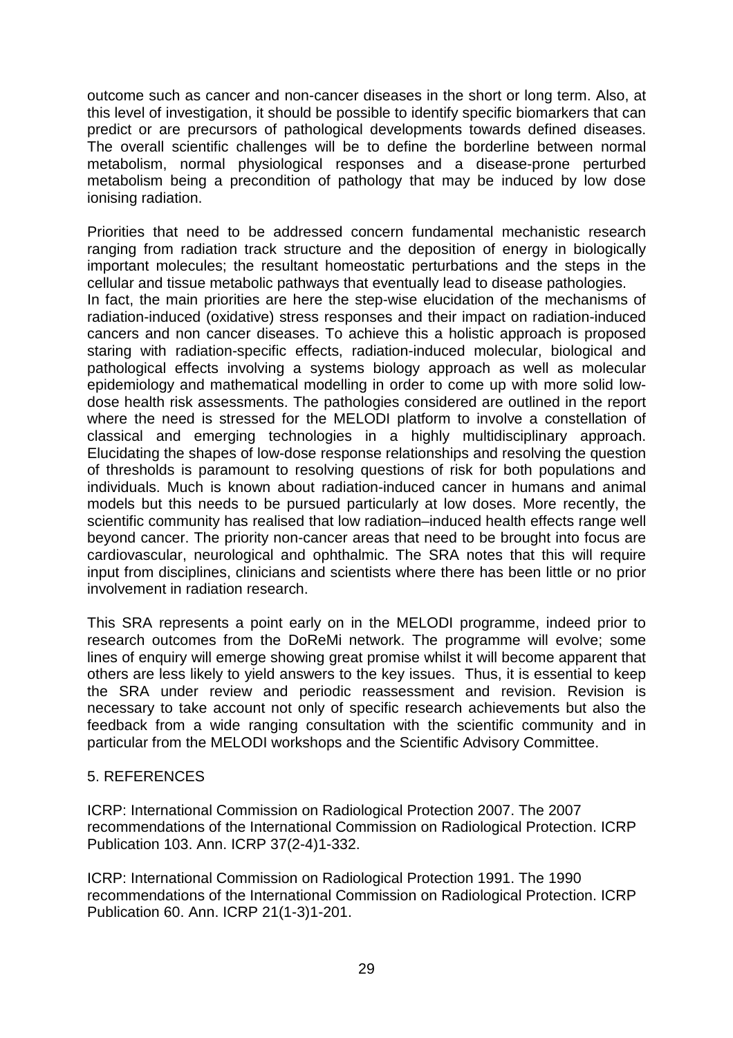outcome such as cancer and non-cancer diseases in the short or long term. Also, at this level of investigation, it should be possible to identify specific biomarkers that can predict or are precursors of pathological developments towards defined diseases. The overall scientific challenges will be to define the borderline between normal metabolism, normal physiological responses and a disease-prone perturbed metabolism being a precondition of pathology that may be induced by low dose ionising radiation.

Priorities that need to be addressed concern fundamental mechanistic research ranging from radiation track structure and the deposition of energy in biologically important molecules; the resultant homeostatic perturbations and the steps in the cellular and tissue metabolic pathways that eventually lead to disease pathologies.
In fact, the main priorities are here the step-wise elucidation of the mechanisms of radiation-induced (oxidative) stress responses and their impact on radiation-induced cancers and non cancer diseases. To achieve this a holistic approach is proposed staring with radiation-specific effects, radiation-induced molecular, biological and pathological effects involving a systems biology approach as well as molecular epidemiology and mathematical modelling in order to come up with more solid low-dose health risk assessments. The pathologies considered are outlined in the report where the need is stressed for the MELODI platform to involve a constellation of classical and emerging technologies in a highly multidisciplinary approach. Elucidating the shapes of low-dose response relationships and resolving the question of thresholds is paramount to resolving questions of risk for both populations and individuals. Much is known about radiation-induced cancer in humans and animal models but this needs to be pursued particularly at low doses. More recently, the scientific community has realised that low radiation–induced health effects range well beyond cancer. The priority non-cancer areas that need to be brought into focus are cardiovascular, neurological and ophthalmic. The SRA notes that this will require input from disciplines, clinicians and scientists where there has been little or no prior involvement in radiation research.

This SRA represents a point early on in the MELODI programme, indeed prior to research outcomes from the DoReMi network. The programme will evolve; some lines of enquiry will emerge showing great promise whilst it will become apparent that others are less likely to yield answers to the key issues. Thus, it is essential to keep the SRA under review and periodic reassessment and revision. Revision is necessary to take account not only of specific research achievements but also the feedback from a wide ranging consultation with the scientific community and in particular from the MELODI workshops and the Scientific Advisory Committee.

## 5. REFERENCES

ICRP: International Commission on Radiological Protection 2007. The 2007 recommendations of the International Commission on Radiological Protection. ICRP Publication 103. Ann. ICRP 37(2-4)1-332.

ICRP: International Commission on Radiological Protection 1991. The 1990 recommendations of the International Commission on Radiological Protection. ICRP Publication 60. Ann. ICRP 21(1-3)1-201.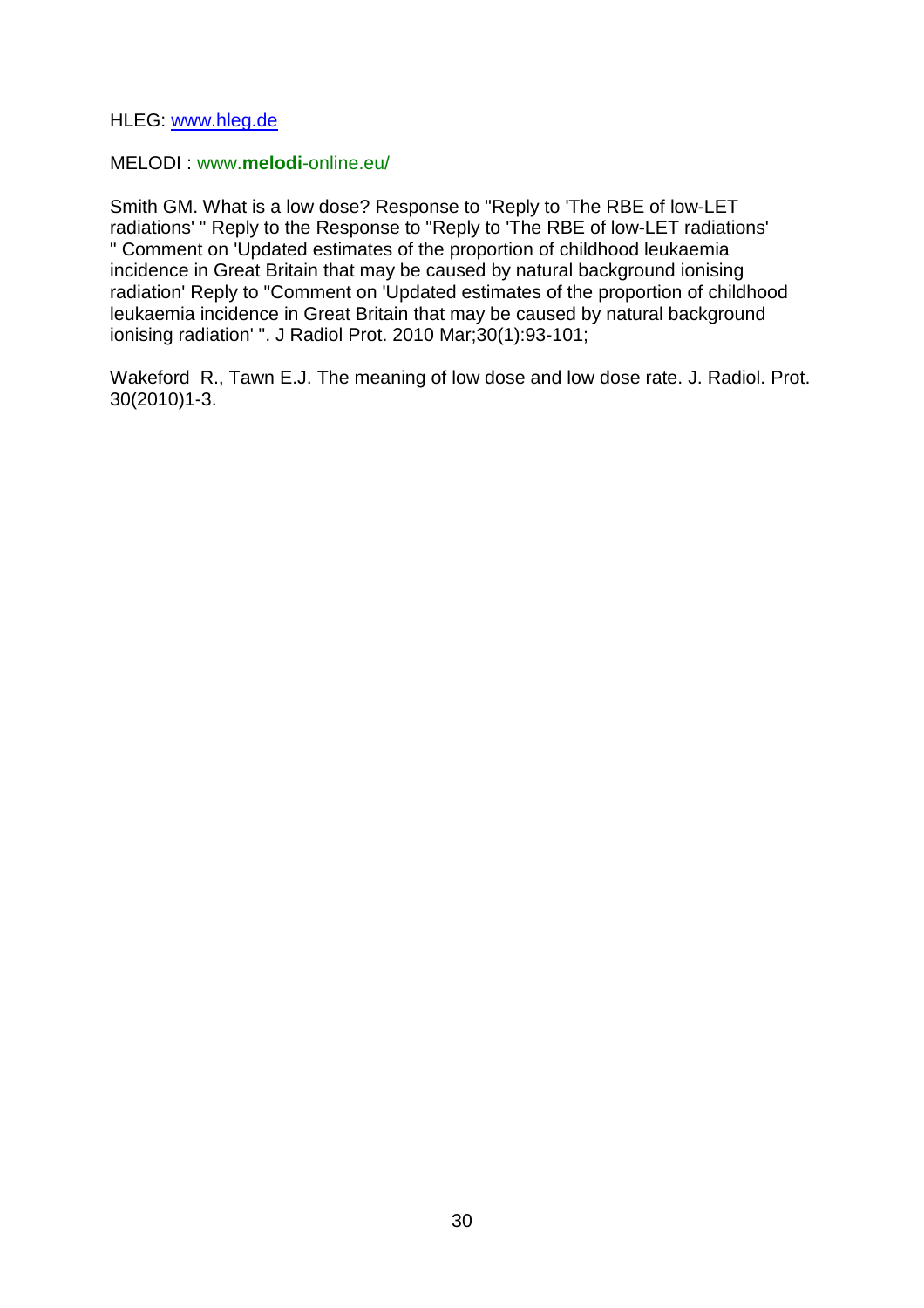HLEG: [www.hleg.de](http://www.hleg.de)

MELODI : www.**melodi**-online.eu/

Smith GM. What is a low dose? Response to "Reply to 'The RBE of low-LET radiations' " Reply to the Response to "Reply to 'The RBE of low-LET radiations' " Comment on 'Updated estimates of the proportion of childhood leukaemia incidence in Great Britain that may be caused by natural background ionising radiation' Reply to "Comment on 'Updated estimates of the proportion of childhood leukaemia incidence in Great Britain that may be caused by natural background ionising radiation' ". J Radiol Prot. 2010 Mar;30(1):93-101;

Wakeford R., Tawn E.J. The meaning of low dose and low dose rate. J. Radiol. Prot. 30(2010)1-3.